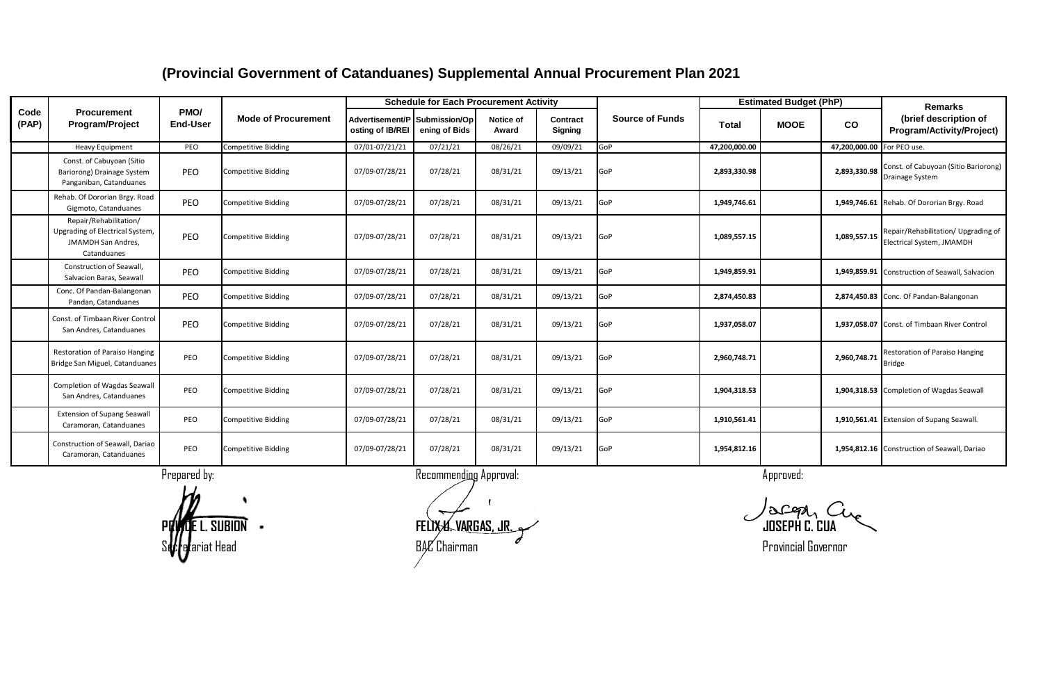# (Provincial Government of Catanduanes) Supplemental Annual Procurement Plan 2021

| Code (PAP) | Procurement Program/Project | PMO/ End-User | Mode of Procurement | Schedule for Each Procurement Activity | | | | Source of Funds | Estimated Budget (PhP) | | | Remarks (brief description of Program/Activity/Project) |
|---|---|---|---|---|---|---|---|---|---|---|---|---|
| | | | | Advertisement/Posting of IB/REI | Submission/Opening of Bids | Notice of Award | Contract Signing | | Total | MOOE | CO | |
| | Heavy Equipment | PEO | Competitive Bidding | 07/01-07/21/21 | 07/21/21 | 08/26/21 | 09/09/21 | GoP | 47,200,000.00 | | 47,200,000.00 | For PEO use. |
| | Const. of Cabuyoan (Sitio Bariorong) Drainage System Panganiban, Catanduanes | PEO | Competitive Bidding | 07/09-07/28/21 | 07/28/21 | 08/31/21 | 09/13/21 | GoP | 2,893,330.98 | | 2,893,330.98 | Const. of Cabuyoan (Sitio Bariorong) Drainage System |
| | Rehab. Of Dororian Brgy. Road Gigmoto, Catanduanes | PEO | Competitive Bidding | 07/09-07/28/21 | 07/28/21 | 08/31/21 | 09/13/21 | GoP | 1,949,746.61 | | 1,949,746.61 | Rehab. Of Dororian Brgy. Road |
| | Repair/Rehabilitation/ Upgrading of Electrical System, JMAMDH San Andres, Catanduanes | PEO | Competitive Bidding | 07/09-07/28/21 | 07/28/21 | 08/31/21 | 09/13/21 | GoP | 1,089,557.15 | | 1,089,557.15 | Repair/Rehabilitation/ Upgrading of Electrical System, JMAMDH |
| | Construction of Seawall, Salvacion Baras, Seawall | PEO | Competitive Bidding | 07/09-07/28/21 | 07/28/21 | 08/31/21 | 09/13/21 | GoP | 1,949,859.91 | | 1,949,859.91 | Construction of Seawall, Salvacion |
| | Conc. Of Pandan-Balangonan Pandan, Catanduanes | PEO | Competitive Bidding | 07/09-07/28/21 | 07/28/21 | 08/31/21 | 09/13/21 | GoP | 2,874,450.83 | | 2,874,450.83 | Conc. Of Pandan-Balangonan |
| | Const. of Timbaan River Control San Andres, Catanduanes | PEO | Competitive Bidding | 07/09-07/28/21 | 07/28/21 | 08/31/21 | 09/13/21 | GoP | 1,937,058.07 | | 1,937,058.07 | Const. of Timbaan River Control |
| | Restoration of Paraiso Hanging Bridge San Miguel, Catanduanes | PEO | Competitive Bidding | 07/09-07/28/21 | 07/28/21 | 08/31/21 | 09/13/21 | GoP | 2,960,748.71 | | 2,960,748.71 | Restoration of Paraiso Hanging Bridge |
| | Completion of Wagdas Seawall San Andres, Catanduanes | PEO | Competitive Bidding | 07/09-07/28/21 | 07/28/21 | 08/31/21 | 09/13/21 | GoP | 1,904,318.53 | | 1,904,318.53 | Completion of Wagdas Seawall |
| | Extension of Supang Seawall Caramoran, Catanduanes | PEO | Competitive Bidding | 07/09-07/28/21 | 07/28/21 | 08/31/21 | 09/13/21 | GoP | 1,910,561.41 | | 1,910,561.41 | Extension of Supang Seawall. |
| | Construction of Seawall, Dariao Caramoran, Catanduanes | PEO | Competitive Bidding | 07/09-07/28/21 | 07/28/21 | 08/31/21 | 09/13/21 | GoP | 1,954,812.16 | | 1,954,812.16 | Construction of Seawall, Dariao |

Prepared by:

**PRINCE L. SUBION**
Secretariat Head

Recommending Approval:

**FELIX U. VARGAS, JR.**
BAC Chairman

Approved:

**JOSEPH C. CUA**
Provincial Governor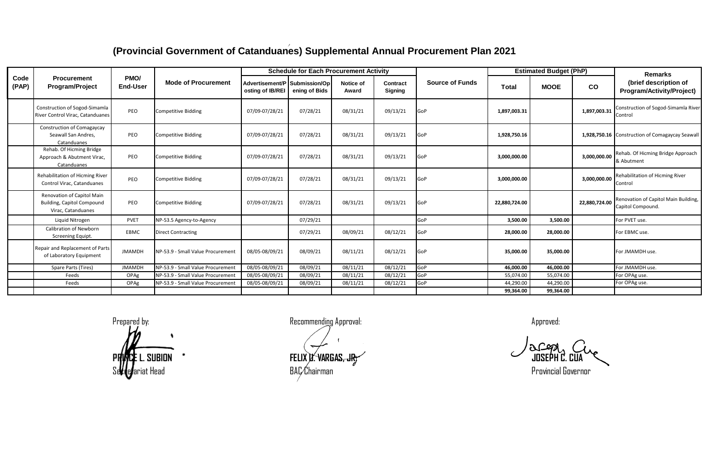# (Provincial Government of Catanduanes) Supplemental Annual Procurement Plan 2021

| Code (PAP) | Procurement Program/Project | PMO/ End-User | Mode of Procurement | Schedule for Each Procurement Activity | | | | Source of Funds | Estimated Budget (PhP) | | | Remarks (brief description of Program/Activity/Project) |
|---|---|---|---|---|---|---|---|---|---|---|---|---|
| | | | | Advertisement/Posting of IB/REI | Submission/Opening of Bids | Notice of Award | Contract Signing | | Total | MOOE | CO | |
| | Construction of Sogod-Simamla River Control Virac, Catanduanes | PEO | Competitive Bidding | 07/09-07/28/21 | 07/28/21 | 08/31/21 | 09/13/21 | GoP | 1,897,003.31 | | 1,897,003.31 | Construction of Sogod-Simamla River Control |
| | Construction of Comagaycay Seawall San Andres, Catanduanes | PEO | Competitive Bidding | 07/09-07/28/21 | 07/28/21 | 08/31/21 | 09/13/21 | GoP | 1,928,750.16 | | 1,928,750.16 | Construction of Comagaycay Seawall |
| | Rehab. Of Hicming Bridge Approach & Abutment Virac, Catanduanes | PEO | Competitive Bidding | 07/09-07/28/21 | 07/28/21 | 08/31/21 | 09/13/21 | GoP | 3,000,000.00 | | 3,000,000.00 | Rehab. Of Hicming Bridge Approach & Abutment |
| | Rehabilitation of Hicming River Control Virac, Catanduanes | PEO | Competitive Bidding | 07/09-07/28/21 | 07/28/21 | 08/31/21 | 09/13/21 | GoP | 3,000,000.00 | | 3,000,000.00 | Rehabilitation of Hicming River Control |
| | Renovation of Capitol Main Building, Capitol Compound Virac, Catanduanes | PEO | Competitive Bidding | 07/09-07/28/21 | 07/28/21 | 08/31/21 | 09/13/21 | GoP | 22,880,724.00 | | 22,880,724.00 | Renovation of Capitol Main Building, Capitol Compound. |
| | Liquid Nitrogen | PVET | NP-53.5 Agency-to-Agency | | 07/29/21 | | | GoP | 3,500.00 | 3,500.00 | | For PVET use. |
| | Calibration of Newborn Screening Equipt. | EBMC | Direct Contracting | | 07/29/21 | 08/09/21 | 08/12/21 | GoP | 28,000.00 | 28,000.00 | | For EBMC use. |
| | Repair and Replacement of Parts of Laboratory Equipment | JMAMDH | NP-53.9 - Small Value Procurement | 08/05-08/09/21 | 08/09/21 | 08/11/21 | 08/12/21 | GoP | 35,000.00 | 35,000.00 | | For JMAMDH use. |
| | Spare Parts (Tires) | JMAMDH | NP-53.9 - Small Value Procurement | 08/05-08/09/21 | 08/09/21 | 08/11/21 | 08/12/21 | GoP | 46,000.00 | 46,000.00 | | For JMAMDH use. |
| | Feeds | OPAg | NP-53.9 - Small Value Procurement | 08/05-08/09/21 | 08/09/21 | 08/11/21 | 08/12/21 | GoP | 55,074.00 | 55,074.00 | | For OPAg use. |
| | Feeds | OPAg | NP-53.9 - Small Value Procurement | 08/05-08/09/21 | 08/09/21 | 08/11/21 | 08/12/21 | GoP | 44,290.00 | 44,290.00 | | For OPAg use. |
| | | | | | | | | | 99,364.00 | 99,364.00 | | |

Prepared by:

**PRINCE L. SUBION**
Secretariat Head

Recommending Approval:

**FELIX U. VARGAS, JR.**
BAC Chairman

Approved:

**JOSEPH C. CUA**
Provincial Governor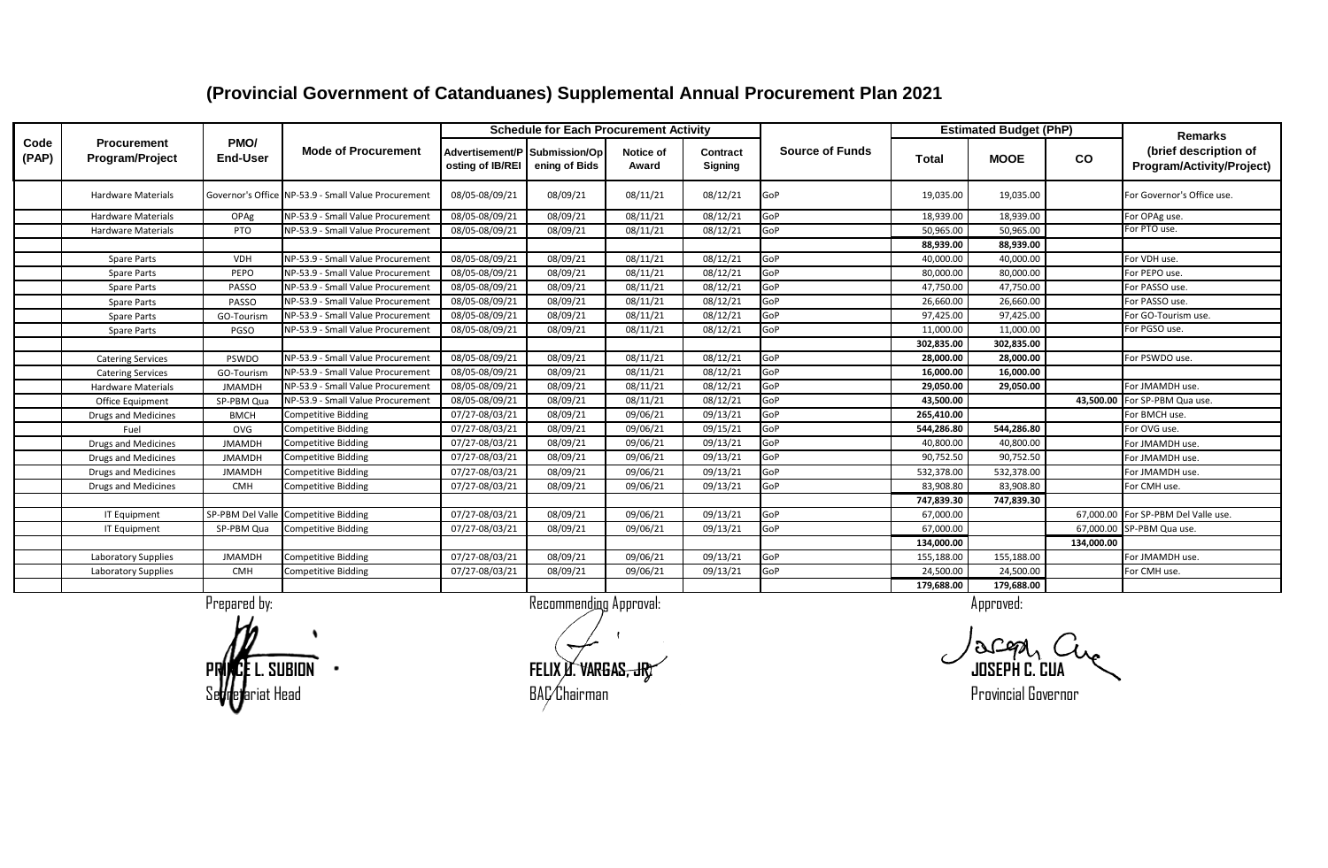# (Provincial Government of Catanduanes) Supplemental Annual Procurement Plan 2021

| Code (PAP) | Procurement Program/Project | PMO/ End-User | Mode of Procurement | Schedule for Each Procurement Activity | | | | Source of Funds | Estimated Budget (PhP) | | | Remarks (brief description of Program/Activity/Project) |
|---|---|---|---|---|---|---|---|---|---|---|---|---|
| | | | | Advertisement/Posting of IB/REI | Submission/Opening of Bids | Notice of Award | Contract Signing | | Total | MOOE | CO | |
| | Hardware Materials | Governor's Office | NP-53.9 - Small Value Procurement | 08/05-08/09/21 | 08/09/21 | 08/11/21 | 08/12/21 | GoP | 19,035.00 | 19,035.00 | | For Governor's Office use. |
| | Hardware Materials | OPAg | NP-53.9 - Small Value Procurement | 08/05-08/09/21 | 08/09/21 | 08/11/21 | 08/12/21 | GoP | 18,939.00 | 18,939.00 | | For OPAg use. |
| | Hardware Materials | PTO | NP-53.9 - Small Value Procurement | 08/05-08/09/21 | 08/09/21 | 08/11/21 | 08/12/21 | GoP | 50,965.00 | 50,965.00 | | For PTO use. |
| | | | | | | | | | **88,939.00** | **88,939.00** | | |
| | Spare Parts | VDH | NP-53.9 - Small Value Procurement | 08/05-08/09/21 | 08/09/21 | 08/11/21 | 08/12/21 | GoP | 40,000.00 | 40,000.00 | | For VDH use. |
| | Spare Parts | PEPO | NP-53.9 - Small Value Procurement | 08/05-08/09/21 | 08/09/21 | 08/11/21 | 08/12/21 | GoP | 80,000.00 | 80,000.00 | | For PEPO use. |
| | Spare Parts | PASSO | NP-53.9 - Small Value Procurement | 08/05-08/09/21 | 08/09/21 | 08/11/21 | 08/12/21 | GoP | 47,750.00 | 47,750.00 | | For PASSO use. |
| | Spare Parts | PASSO | NP-53.9 - Small Value Procurement | 08/05-08/09/21 | 08/09/21 | 08/11/21 | 08/12/21 | GoP | 26,660.00 | 26,660.00 | | For PASSO use. |
| | Spare Parts | GO-Tourism | NP-53.9 - Small Value Procurement | 08/05-08/09/21 | 08/09/21 | 08/11/21 | 08/12/21 | GoP | 97,425.00 | 97,425.00 | | For GO-Tourism use. |
| | Spare Parts | PGSO | NP-53.9 - Small Value Procurement | 08/05-08/09/21 | 08/09/21 | 08/11/21 | 08/12/21 | GoP | 11,000.00 | 11,000.00 | | For PGSO use. |
| | | | | | | | | | **302,835.00** | **302,835.00** | | |
| | Catering Services | PSWDO | NP-53.9 - Small Value Procurement | 08/05-08/09/21 | 08/09/21 | 08/11/21 | 08/12/21 | GoP | **28,000.00** | **28,000.00** | | For PSWDO use. |
| | Catering Services | GO-Tourism | NP-53.9 - Small Value Procurement | 08/05-08/09/21 | 08/09/21 | 08/11/21 | 08/12/21 | GoP | **16,000.00** | **16,000.00** | | |
| | Hardware Materials | JMAMDH | NP-53.9 - Small Value Procurement | 08/05-08/09/21 | 08/09/21 | 08/11/21 | 08/12/21 | GoP | **29,050.00** | **29,050.00** | | For JMAMDH use. |
| | Office Equipment | SP-PBM Qua | NP-53.9 - Small Value Procurement | 08/05-08/09/21 | 08/09/21 | 08/11/21 | 08/12/21 | GoP | **43,500.00** | | **43,500.00** | For SP-PBM Qua use. |
| | Drugs and Medicines | BMCH | Competitive Bidding | 07/27-08/03/21 | 08/09/21 | 09/06/21 | 09/13/21 | GoP | **265,410.00** | | | For BMCH use. |
| | Fuel | OVG | Competitive Bidding | 07/27-08/03/21 | 08/09/21 | 09/06/21 | 09/15/21 | GoP | **544,286.80** | **544,286.80** | | For OVG use. |
| | Drugs and Medicines | JMAMDH | Competitive Bidding | 07/27-08/03/21 | 08/09/21 | 09/06/21 | 09/13/21 | GoP | 40,800.00 | 40,800.00 | | For JMAMDH use. |
| | Drugs and Medicines | JMAMDH | Competitive Bidding | 07/27-08/03/21 | 08/09/21 | 09/06/21 | 09/13/21 | GoP | 90,752.50 | 90,752.50 | | For JMAMDH use. |
| | Drugs and Medicines | JMAMDH | Competitive Bidding | 07/27-08/03/21 | 08/09/21 | 09/06/21 | 09/13/21 | GoP | 532,378.00 | 532,378.00 | | For JMAMDH use. |
| | Drugs and Medicines | CMH | Competitive Bidding | 07/27-08/03/21 | 08/09/21 | 09/06/21 | 09/13/21 | GoP | 83,908.80 | 83,908.80 | | For CMH use. |
| | | | | | | | | | **747,839.30** | **747,839.30** | | |
| | IT Equipment | SP-PBM Del Valle | Competitive Bidding | 07/27-08/03/21 | 08/09/21 | 09/06/21 | 09/13/21 | GoP | 67,000.00 | | 67,000.00 | For SP-PBM Del Valle use. |
| | IT Equipment | SP-PBM Qua | Competitive Bidding | 07/27-08/03/21 | 08/09/21 | 09/06/21 | 09/13/21 | GoP | 67,000.00 | | 67,000.00 | SP-PBM Qua use. |
| | | | | | | | | | **134,000.00** | | **134,000.00** | |
| | Laboratory Supplies | JMAMDH | Competitive Bidding | 07/27-08/03/21 | 08/09/21 | 09/06/21 | 09/13/21 | GoP | 155,188.00 | 155,188.00 | | For JMAMDH use. |
| | Laboratory Supplies | CMH | Competitive Bidding | 07/27-08/03/21 | 08/09/21 | 09/06/21 | 09/13/21 | GoP | 24,500.00 | 24,500.00 | | For CMH use. |
| | | | | | | | | | **179,688.00** | **179,688.00** | | |

Prepared by:

**PRINCE L. SUBION**
Secretariat Head

Recommending Approval:

**FELIX U. VARGAS, JR.**
BAC Chairman

Approved:

**JOSEPH C. CUA**
Provincial Governor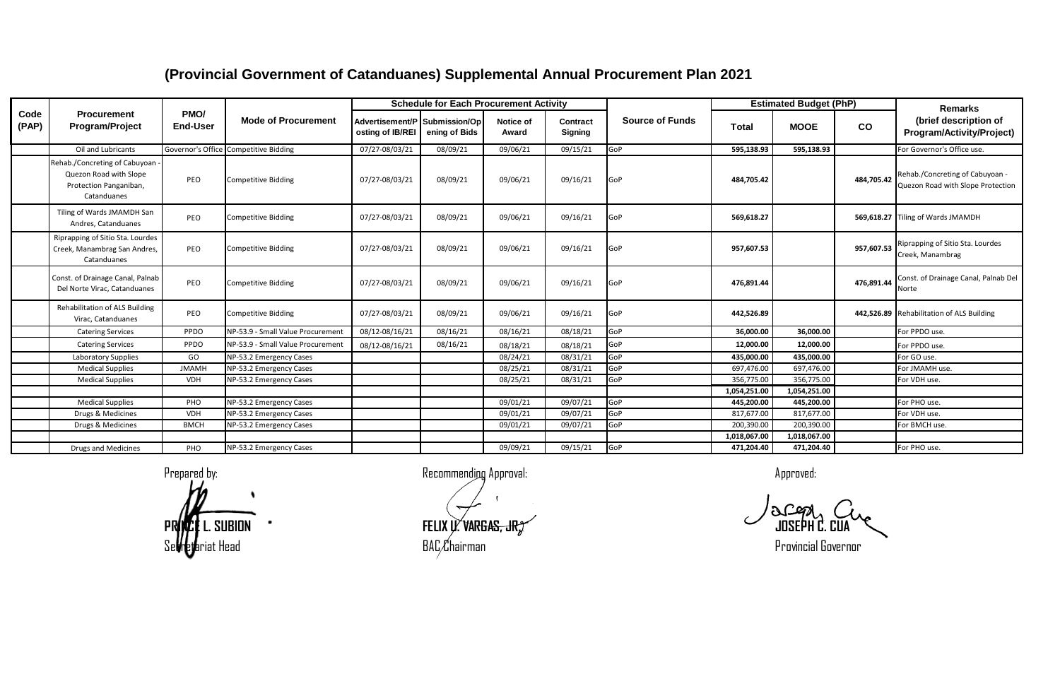# (Provincial Government of Catanduanes) Supplemental Annual Procurement Plan 2021

| Code (PAP) | Procurement Program/Project | PMO/ End-User | Mode of Procurement | Schedule for Each Procurement Activity | | | | Source of Funds | Estimated Budget (PhP) | | | Remarks (brief description of Program/Activity/Project) |
|---|---|---|---|---|---|---|---|---|---|---|---|---|
| | | | | Advertisement/Posting of IB/REI | Submission/Opening of Bids | Notice of Award | Contract Signing | | Total | MOOE | CO | |
| | Oil and Lubricants | Governor's Office | Competitive Bidding | 07/27-08/03/21 | 08/09/21 | 09/06/21 | 09/15/21 | GoP | 595,138.93 | 595,138.93 | | For Governor's Office use. |
| | Rehab./Concreting of Cabuyoan - Quezon Road with Slope Protection Panganiban, Catanduanes | PEO | Competitive Bidding | 07/27-08/03/21 | 08/09/21 | 09/06/21 | 09/16/21 | GoP | 484,705.42 | | 484,705.42 | Rehab./Concreting of Cabuyoan - Quezon Road with Slope Protection |
| | Tiling of Wards JMAMDH San Andres, Catanduanes | PEO | Competitive Bidding | 07/27-08/03/21 | 08/09/21 | 09/06/21 | 09/16/21 | GoP | 569,618.27 | | 569,618.27 | Tiling of Wards JMAMDH |
| | Riprapping of Sitio Sta. Lourdes Creek, Manambrag San Andres, Catanduanes | PEO | Competitive Bidding | 07/27-08/03/21 | 08/09/21 | 09/06/21 | 09/16/21 | GoP | 957,607.53 | | 957,607.53 | Riprapping of Sitio Sta. Lourdes Creek, Manambrag |
| | Const. of Drainage Canal, Palnab Del Norte Virac, Catanduanes | PEO | Competitive Bidding | 07/27-08/03/21 | 08/09/21 | 09/06/21 | 09/16/21 | GoP | 476,891.44 | | 476,891.44 | Const. of Drainage Canal, Palnab Del Norte |
| | Rehabilitation of ALS Building Virac, Catanduanes | PEO | Competitive Bidding | 07/27-08/03/21 | 08/09/21 | 09/06/21 | 09/16/21 | GoP | 442,526.89 | | 442,526.89 | Rehabilitation of ALS Building |
| | Catering Services | PPDO | NP-53.9 - Small Value Procurement | 08/12-08/16/21 | 08/16/21 | 08/16/21 | 08/18/21 | GoP | 36,000.00 | 36,000.00 | | For PPDO use. |
| | Catering Services | PPDO | NP-53.9 - Small Value Procurement | 08/12-08/16/21 | 08/16/21 | 08/18/21 | 08/18/21 | GoP | 12,000.00 | 12,000.00 | | For PPDO use. |
| | Laboratory Supplies | GO | NP-53.2 Emergency Cases | | | 08/24/21 | 08/31/21 | GoP | 435,000.00 | 435,000.00 | | For GO use. |
| | Medical Supplies | JMAMH | NP-53.2 Emergency Cases | | | 08/25/21 | 08/31/21 | GoP | 697,476.00 | 697,476.00 | | For JMAMH use. |
| | Medical Supplies | VDH | NP-53.2 Emergency Cases | | | 08/25/21 | 08/31/21 | GoP | 356,775.00 | 356,775.00 | | For VDH use. |
| | | | | | | | | | 1,054,251.00 | 1,054,251.00 | | |
| | Medical Supplies | PHO | NP-53.2 Emergency Cases | | | 09/01/21 | 09/07/21 | GoP | 445,200.00 | 445,200.00 | | For PHO use. |
| | Drugs & Medicines | VDH | NP-53.2 Emergency Cases | | | 09/01/21 | 09/07/21 | GoP | 817,677.00 | 817,677.00 | | For VDH use. |
| | Drugs & Medicines | BMCH | NP-53.2 Emergency Cases | | | 09/01/21 | 09/07/21 | GoP | 200,390.00 | 200,390.00 | | For BMCH use. |
| | | | | | | | | | 1,018,067.00 | 1,018,067.00 | | |
| | Drugs and Medicines | PHO | NP-53.2 Emergency Cases | | | 09/09/21 | 09/15/21 | GoP | 471,204.40 | 471,204.40 | | For PHO use. |

Prepared by:

**PRINCE L. SUBION**
Secretariat Head

Recommending Approval:

**FELIX U. VARGAS, JR.**
BAC Chairman

Approved:

**JOSEPH C. CUA**
Provincial Governor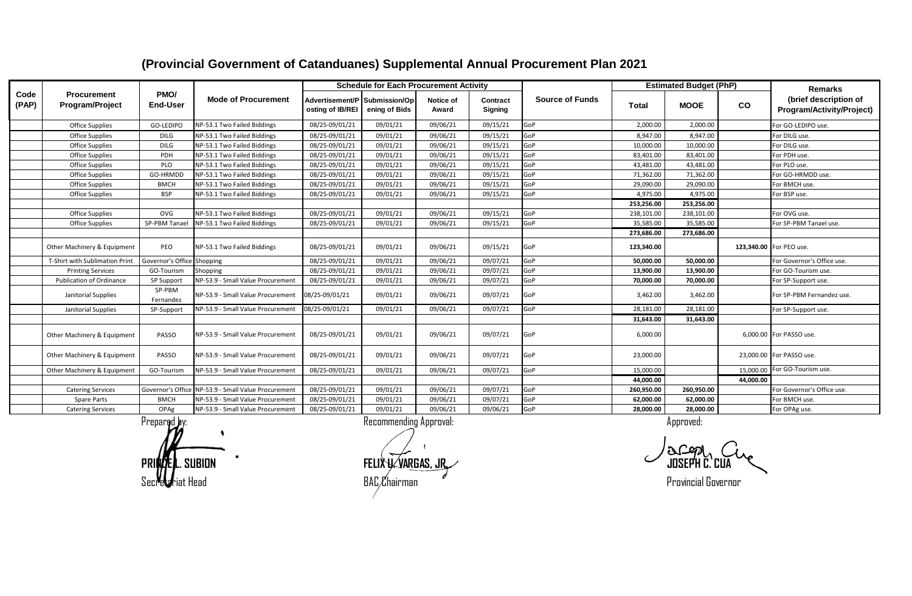# (Provincial Government of Catanduanes) Supplemental Annual Procurement Plan 2021

| Code (PAP) | Procurement Program/Project | PMO/ End-User | Mode of Procurement | Schedule for Each Procurement Activity | | | | Source of Funds | Estimated Budget (PhP) | | | Remarks (brief description of Program/Activity/Project) |
|---|---|---|---|---|---|---|---|---|---|---|---|---|
| | | | | Advertisement/Posting of IB/REI | Submission/Opening of Bids | Notice of Award | Contract Signing | | Total | MOOE | CO | |
| | Office Supplies | GO-LEDIPO | NP-53.1 Two Failed Biddings | 08/25-09/01/21 | 09/01/21 | 09/06/21 | 09/15/21 | GoP | 2,000.00 | 2,000.00 | | For GO-LEDIPO use. |
| | Office Supplies | DILG | NP-53.1 Two Failed Biddings | 08/25-09/01/21 | 09/01/21 | 09/06/21 | 09/15/21 | GoP | 8,947.00 | 8,947.00 | | For DILG use. |
| | Office Supplies | DILG | NP-53.1 Two Failed Biddings | 08/25-09/01/21 | 09/01/21 | 09/06/21 | 09/15/21 | GoP | 10,000.00 | 10,000.00 | | For DILG use. |
| | Office Supplies | PDH | NP-53.1 Two Failed Biddings | 08/25-09/01/21 | 09/01/21 | 09/06/21 | 09/15/21 | GoP | 83,401.00 | 83,401.00 | | For PDH use. |
| | Office Supplies | PLO | NP-53.1 Two Failed Biddings | 08/25-09/01/21 | 09/01/21 | 09/06/21 | 09/15/21 | GoP | 43,481.00 | 43,481.00 | | For PLO use. |
| | Office Supplies | GO-HRMDD | NP-53.1 Two Failed Biddings | 08/25-09/01/21 | 09/01/21 | 09/06/21 | 09/15/21 | GoP | 71,362.00 | 71,362.00 | | For GO-HRMDD use. |
| | Office Supplies | BMCH | NP-53.1 Two Failed Biddings | 08/25-09/01/21 | 09/01/21 | 09/06/21 | 09/15/21 | GoP | 29,090.00 | 29,090.00 | | For BMCH use. |
| | Office Supplies | BSP | NP-53.1 Two Failed Biddings | 08/25-09/01/21 | 09/01/21 | 09/06/21 | 09/15/21 | GoP | 4,975.00 | 4,975.00 | | For BSP use. |
| | | | | | | | | | **253,256.00** | **253,256.00** | | |
| | Office Supplies | OVG | NP-53.1 Two Failed Biddings | 08/25-09/01/21 | 09/01/21 | 09/06/21 | 09/15/21 | GoP | 238,101.00 | 238,101.00 | | For OVG use. |
| | Office Supplies | SP-PBM Tanael | NP-53.1 Two Failed Biddings | 08/25-09/01/21 | 09/01/21 | 09/06/21 | 09/15/21 | GoP | 35,585.00 | 35,585.00 | | For SP-PBM Tanael use. |
| | | | | | | | | | **273,686.00** | **273,686.00** | | |
| | Other Machinery & Equipment | PEO | NP-53.1 Two Failed Biddings | 08/25-09/01/21 | 09/01/21 | 09/06/21 | 09/15/21 | GoP | **123,340.00** | | **123,340.00** | For PEO use. |
| | T-Shirt with Sublimation Print | Governor's Office | Shopping | 08/25-09/01/21 | 09/01/21 | 09/06/21 | 09/07/21 | GoP | **50,000.00** | **50,000.00** | | For Governor's Office use. |
| | Printing Services | GO-Tourism | Shopping | 08/25-09/01/21 | 09/01/21 | 09/06/21 | 09/07/21 | GoP | **13,900.00** | **13,900.00** | | For GO-Tourism use. |
| | Publication of Ordinance | SP Support | NP-53.9 - Small Value Procurement | 08/25-09/01/21 | 09/01/21 | 09/06/21 | 09/07/21 | GoP | **70,000.00** | **70,000.00** | | For SP-Support use. |
| | Janitorial Supplies | SP-PBM Fernandez | NP-53.9 - Small Value Procurement | 08/25-09/01/21 | 09/01/21 | 09/06/21 | 09/07/21 | GoP | 3,462.00 | 3,462.00 | | For SP-PBM Fernandez use. |
| | Janitorial Supplies | SP-Support | NP-53.9 - Small Value Procurement | 08/25-09/01/21 | 09/01/21 | 09/06/21 | 09/07/21 | GoP | 28,181.00 | 28,181.00 | | For SP-Support use. |
| | | | | | | | | | **31,643.00** | **31,643.00** | | |
| | Other Machinery & Equipment | PASSO | NP-53.9 - Small Value Procurement | 08/25-09/01/21 | 09/01/21 | 09/06/21 | 09/07/21 | GoP | 6,000.00 | | 6,000.00 | For PASSO use. |
| | Other Machinery & Equipment | PASSO | NP-53.9 - Small Value Procurement | 08/25-09/01/21 | 09/01/21 | 09/06/21 | 09/07/21 | GoP | 23,000.00 | | 23,000.00 | For PASSO use. |
| | Other Machinery & Equipment | GO-Tourism | NP-53.9 - Small Value Procurement | 08/25-09/01/21 | 09/01/21 | 09/06/21 | 09/07/21 | GoP | 15,000.00 | | 15,000.00 | For GO-Tourism use. |
| | | | | | | | | | **44,000.00** | | **44,000.00** | |
| | Catering Services | Governor's Office | NP-53.9 - Small Value Procurement | 08/25-09/01/21 | 09/01/21 | 09/06/21 | 09/07/21 | GoP | **260,950.00** | **260,950.00** | | For Governor's Office use. |
| | Spare Parts | BMCH | NP-53.9 - Small Value Procurement | 08/25-09/01/21 | 09/01/21 | 09/06/21 | 09/07/21 | GoP | **62,000.00** | **62,000.00** | | For BMCH use. |
| | Catering Services | OPAg | NP-53.9 - Small Value Procurement | 08/25-09/01/21 | 09/01/21 | 09/06/21 | 09/06/21 | GoP | **28,000.00** | **28,000.00** | | For OPAg use. |

Prepared by:

**PRINCE L. SUBION**
Secretariat Head

Recommending Approval:

**FELIX U. VARGAS, JR.**
BAC Chairman

Approved:

**JOSEPH C. CUA**
Provincial Governor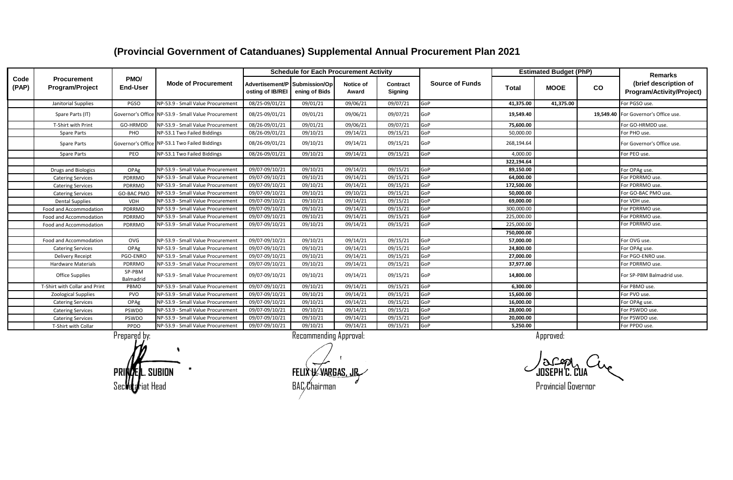# (Provincial Government of Catanduanes) Supplemental Annual Procurement Plan 2021

| Code (PAP) | Procurement Program/Project | PMO/ End-User | Mode of Procurement | Schedule for Each Procurement Activity | | | | Source of Funds | Estimated Budget (PhP) | | | Remarks (brief description of Program/Activity/Project) |
|---|---|---|---|---|---|---|---|---|---|---|---|---|
| | | | | Advertisement/Posting of IB/REI | Submission/Opening of Bids | Notice of Award | Contract Signing | | Total | MOOE | CO | |
| | Janitorial Supplies | PGSO | NP-53.9 - Small Value Procurement | 08/25-09/01/21 | 09/01/21 | 09/06/21 | 09/07/21 | GoP | 41,375.00 | 41,375.00 | | For PGSO use. |
| | Spare Parts (IT) | Governor's Office | NP-53.9 - Small Value Procurement | 08/25-09/01/21 | 09/01/21 | 09/06/21 | 09/07/21 | GoP | 19,549.40 | | 19,549.40 | For Governor's Office use. |
| | T-Shirt with Print | GO-HRMDD | NP-53.9 - Small Value Procurement | 08/26-09/01/21 | 09/01/21 | 09/06/21 | 09/07/21 | GoP | 75,600.00 | | | For GO-HRMDD use. |
| | Spare Parts | PHO | NP-53.1 Two Failed Biddings | 08/26-09/01/21 | 09/10/21 | 09/14/21 | 09/15/21 | GoP | 50,000.00 | | | For PHO use. |
| | Spare Parts | Governor's Office | NP-53.1 Two Failed Biddings | 08/26-09/01/21 | 09/10/21 | 09/14/21 | 09/15/21 | GoP | 268,194.64 | | | For Governor's Office use. |
| | Spare Parts | PEO | NP-53.1 Two Failed Biddings | 08/26-09/01/21 | 09/10/21 | 09/14/21 | 09/15/21 | GoP | 4,000.00 | | | For PEO use. |
| | | | | | | | | | 322,194.64 | | | |
| | Drugs and Biologics | OPAg | NP-53.9 - Small Value Procurement | 09/07-09/10/21 | 09/10/21 | 09/14/21 | 09/15/21 | GoP | 89,150.00 | | | For OPAg use. |
| | Catering Services | PDRRMO | NP-53.9 - Small Value Procurement | 09/07-09/10/21 | 09/10/21 | 09/14/21 | 09/15/21 | GoP | 64,000.00 | | | For PDRRMO use. |
| | Catering Services | PDRRMO | NP-53.9 - Small Value Procurement | 09/07-09/10/21 | 09/10/21 | 09/14/21 | 09/15/21 | GoP | 172,500.00 | | | For PDRRMO use. |
| | Catering Services | GO-BAC PMO | NP-53.9 - Small Value Procurement | 09/07-09/10/21 | 09/10/21 | 09/10/21 | 09/15/21 | GoP | 50,000.00 | | | For GO-BAC PMO use. |
| | Dental Supplies | VDH | NP-53.9 - Small Value Procurement | 09/07-09/10/21 | 09/10/21 | 09/14/21 | 09/15/21 | GoP | 69,000.00 | | | For VDH use. |
| | Food and Accommodation | PDRRMO | NP-53.9 - Small Value Procurement | 09/07-09/10/21 | 09/10/21 | 09/14/21 | 09/15/21 | GoP | 300,000.00 | | | For PDRRMO use. |
| | Food and Accommodation | PDRRMO | NP-53.9 - Small Value Procurement | 09/07-09/10/21 | 09/10/21 | 09/14/21 | 09/15/21 | GoP | 225,000.00 | | | For PDRRMO use. |
| | Food and Accommodation | PDRRMO | NP-53.9 - Small Value Procurement | 09/07-09/10/21 | 09/10/21 | 09/14/21 | 09/15/21 | GoP | 225,000.00 | | | For PDRRMO use. |
| | | | | | | | | | 750,000.00 | | | |
| | Food and Accommodation | OVG | NP-53.9 - Small Value Procurement | 09/07-09/10/21 | 09/10/21 | 09/14/21 | 09/15/21 | GoP | 57,000.00 | | | For OVG use. |
| | Catering Services | OPAg | NP-53.9 - Small Value Procurement | 09/07-09/10/21 | 09/10/21 | 09/14/21 | 09/15/21 | GoP | 24,800.00 | | | For OPAg use. |
| | Delivery Receipt | PGO-ENRO | NP-53.9 - Small Value Procurement | 09/07-09/10/21 | 09/10/21 | 09/14/21 | 09/15/21 | GoP | 27,000.00 | | | For PGO-ENRO use. |
| | Hardware Materials | PDRRMO | NP-53.9 - Small Value Procurement | 09/07-09/10/21 | 09/10/21 | 09/14/21 | 09/15/21 | GoP | 37,977.00 | | | For PDRRMO use. |
| | Office Supplies | SP-PBM Balmadrid | NP-53.9 - Small Value Procurement | 09/07-09/10/21 | 09/10/21 | 09/14/21 | 09/15/21 | GoP | 14,800.00 | | | For SP-PBM Balmadrid use. |
| | T-Shirt with Collar and Print | PBMO | NP-53.9 - Small Value Procurement | 09/07-09/10/21 | 09/10/21 | 09/14/21 | 09/15/21 | GoP | 6,300.00 | | | For PBMO use. |
| | Zoological Supplies | PVO | NP-53.9 - Small Value Procurement | 09/07-09/10/21 | 09/10/21 | 09/14/21 | 09/15/21 | GoP | 15,600.00 | | | For PVO use. |
| | Catering Services | OPAg | NP-53.9 - Small Value Procurement | 09/07-09/10/21 | 09/10/21 | 09/14/21 | 09/15/21 | GoP | 16,000.00 | | | For OPAg use. |
| | Catering Services | PSWDO | NP-53.9 - Small Value Procurement | 09/07-09/10/21 | 09/10/21 | 09/14/21 | 09/15/21 | GoP | 28,000.00 | | | For PSWDO use. |
| | Catering Services | PSWDO | NP-53.9 - Small Value Procurement | 09/07-09/10/21 | 09/10/21 | 09/14/21 | 09/15/21 | GoP | 20,000.00 | | | For PSWDO use. |
| | T-Shirt with Collar | PPDO | NP-53.9 - Small Value Procurement | 09/07-09/10/21 | 09/10/21 | 09/14/21 | 09/15/21 | GoP | 5,250.00 | | | For PPDO use. |

Prepared by:

**PRINCE L. SUBION**
Secretariat Head

Recommending Approval:

**FELIX U. VARGAS, JR.**
BAC Chairman

Approved:

**JOSEPH C. CUA**
Provincial Governor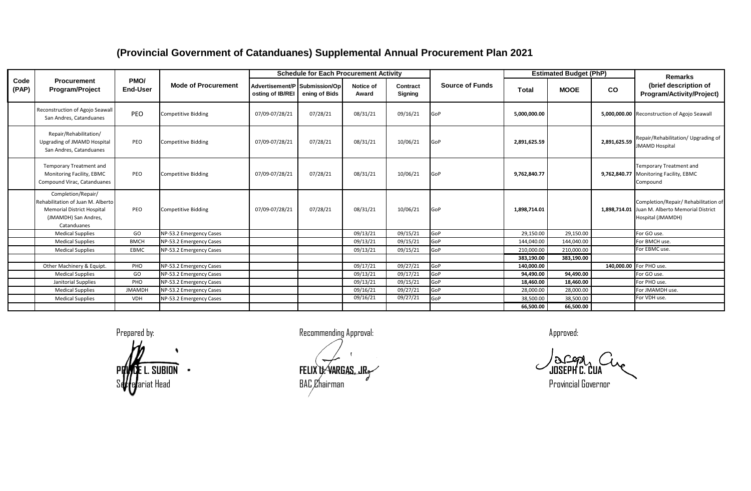# (Provincial Government of Catanduanes) Supplemental Annual Procurement Plan 2021

| Code (PAP) | Procurement Program/Project | PMO/ End-User | Mode of Procurement | Schedule for Each Procurement Activity | | | | Source of Funds | Estimated Budget (PhP) | | | Remarks (brief description of Program/Activity/Project) |
|---|---|---|---|---|---|---|---|---|---|---|---|---|
| | | | | Advertisement/Posting of IB/REI | Submission/Opening of Bids | Notice of Award | Contract Signing | | Total | MOOE | CO | |
| | Reconstruction of Agojo Seawall San Andres, Catanduanes | PEO | Competitive Bidding | 07/09-07/28/21 | 07/28/21 | 08/31/21 | 09/16/21 | GoP | 5,000,000.00 | | 5,000,000.00 | Reconstruction of Agojo Seawall |
| | Repair/Rehabilitation/ Upgrading of JMAMD Hospital San Andres, Catanduanes | PEO | Competitive Bidding | 07/09-07/28/21 | 07/28/21 | 08/31/21 | 10/06/21 | GoP | 2,891,625.59 | | 2,891,625.59 | Repair/Rehabilitation/ Upgrading of JMAMD Hospital |
| | Temporary Treatment and Monitoring Facility, EBMC Compound Virac, Catanduanes | PEO | Competitive Bidding | 07/09-07/28/21 | 07/28/21 | 08/31/21 | 10/06/21 | GoP | 9,762,840.77 | | 9,762,840.77 | Temporary Treatment and Monitoring Facility, EBMC Compound |
| | Completion/Repair/ Rehabilitation of Juan M. Alberto Memorial District Hospital (JMAMDH) San Andres, Catanduanes | PEO | Competitive Bidding | 07/09-07/28/21 | 07/28/21 | 08/31/21 | 10/06/21 | GoP | 1,898,714.01 | | 1,898,714.01 | Completion/Repair/ Rehabilitation of Juan M. Alberto Memorial District Hospital (JMAMDH) |
| | Medical Supplies | GO | NP-53.2 Emergency Cases | | | 09/13/21 | 09/15/21 | GoP | 29,150.00 | 29,150.00 | | For GO use. |
| | Medical Supplies | BMCH | NP-53.2 Emergency Cases | | | 09/13/21 | 09/15/21 | GoP | 144,040.00 | 144,040.00 | | For BMCH use. |
| | Medical Supplies | EBMC | NP-53.2 Emergency Cases | | | 09/13/21 | 09/15/21 | GoP | 210,000.00 | 210,000.00 | | For EBMC use. |
| | | | | | | | | | 383,190.00 | 383,190.00 | | |
| | Other Machinery & Equipt. | PHO | NP-53.2 Emergency Cases | | | 09/17/21 | 09/27/21 | GoP | 140,000.00 | | 140,000.00 | For PHO use. |
| | Medical Supplies | GO | NP-53.2 Emergency Cases | | | 09/13/21 | 09/17/21 | GoP | 94,490.00 | 94,490.00 | | For GO use. |
| | Janitorial Supplies | PHO | NP-53.2 Emergency Cases | | | 09/13/21 | 09/15/21 | GoP | 18,460.00 | 18,460.00 | | For PHO use. |
| | Medical Supplies | JMAMDH | NP-53.2 Emergency Cases | | | 09/16/21 | 09/27/21 | GoP | 28,000.00 | 28,000.00 | | For JMAMDH use. |
| | Medical Supplies | VDH | NP-53.2 Emergency Cases | | | 09/16/21 | 09/27/21 | GoP | 38,500.00 | 38,500.00 | | For VDH use. |
| | | | | | | | | | 66,500.00 | 66,500.00 | | |

Prepared by:

**PRINCE L. SUBION**
Secretariat Head

Recommending Approval:

**FELIX U. VARGAS, JR.**
BAC Chairman

Approved:

**JOSEPH C. CUA**
Provincial Governor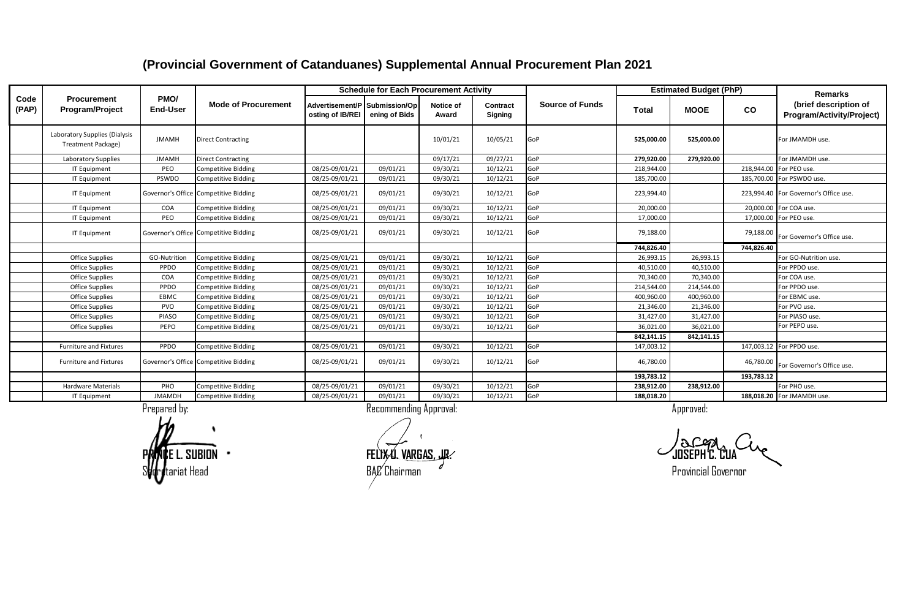# (Provincial Government of Catanduanes) Supplemental Annual Procurement Plan 2021

| Code (PAP) | Procurement Program/Project | PMO/ End-User | Mode of Procurement | Schedule for Each Procurement Activity | | | | Source of Funds | Estimated Budget (PhP) | | | Remarks (brief description of Program/Activity/Project) |
|---|---|---|---|---|---|---|---|---|---|---|---|---|
| | | | | Advertisement/Posting of IB/REI | Submission/Opening of Bids | Notice of Award | Contract Signing | | Total | MOOE | CO | |
| | Laboratory Supplies (Dialysis Treatment Package) | JMAMH | Direct Contracting | | | 10/01/21 | 10/05/21 | GoP | **525,000.00** | **525,000.00** | | For JMAMDH use. |
| | Laboratory Supplies | JMAMH | Direct Contracting | | | 09/17/21 | 09/27/21 | GoP | **279,920.00** | **279,920.00** | | For JMAMDH use. |
| | IT Equipment | PEO | Competitive Bidding | 08/25-09/01/21 | 09/01/21 | 09/30/21 | 10/12/21 | GoP | 218,944.00 | | 218,944.00 | For PEO use. |
| | IT Equipment | PSWDO | Competitive Bidding | 08/25-09/01/21 | 09/01/21 | 09/30/21 | 10/12/21 | GoP | 185,700.00 | | 185,700.00 | For PSWDO use. |
| | IT Equipment | Governor's Office | Competitive Bidding | 08/25-09/01/21 | 09/01/21 | 09/30/21 | 10/12/21 | GoP | 223,994.40 | | 223,994.40 | For Governor's Office use. |
| | IT Equipment | COA | Competitive Bidding | 08/25-09/01/21 | 09/01/21 | 09/30/21 | 10/12/21 | GoP | 20,000.00 | | 20,000.00 | For COA use. |
| | IT Equipment | PEO | Competitive Bidding | 08/25-09/01/21 | 09/01/21 | 09/30/21 | 10/12/21 | GoP | 17,000.00 | | 17,000.00 | For PEO use. |
| | IT Equipment | Governor's Office | Competitive Bidding | 08/25-09/01/21 | 09/01/21 | 09/30/21 | 10/12/21 | GoP | 79,188.00 | | 79,188.00 | For Governor's Office use. |
| | | | | | | | | | **744,826.40** | | **744,826.40** | |
| | Office Supplies | GO-Nutrition | Competitive Bidding | 08/25-09/01/21 | 09/01/21 | 09/30/21 | 10/12/21 | GoP | 26,993.15 | 26,993.15 | | For GO-Nutrition use. |
| | Office Supplies | PPDO | Competitive Bidding | 08/25-09/01/21 | 09/01/21 | 09/30/21 | 10/12/21 | GoP | 40,510.00 | 40,510.00 | | For PPDO use. |
| | Office Supplies | COA | Competitive Bidding | 08/25-09/01/21 | 09/01/21 | 09/30/21 | 10/12/21 | GoP | 70,340.00 | 70,340.00 | | For COA use. |
| | Office Supplies | PPDO | Competitive Bidding | 08/25-09/01/21 | 09/01/21 | 09/30/21 | 10/12/21 | GoP | 214,544.00 | 214,544.00 | | For PPDO use. |
| | Office Supplies | EBMC | Competitive Bidding | 08/25-09/01/21 | 09/01/21 | 09/30/21 | 10/12/21 | GoP | 400,960.00 | 400,960.00 | | For EBMC use. |
| | Office Supplies | PVO | Competitive Bidding | 08/25-09/01/21 | 09/01/21 | 09/30/21 | 10/12/21 | GoP | 21,346.00 | 21,346.00 | | For PVO use. |
| | Office Supplies | PIASO | Competitive Bidding | 08/25-09/01/21 | 09/01/21 | 09/30/21 | 10/12/21 | GoP | 31,427.00 | 31,427.00 | | For PIASO use. |
| | Office Supplies | PEPO | Competitive Bidding | 08/25-09/01/21 | 09/01/21 | 09/30/21 | 10/12/21 | GoP | 36,021.00 | 36,021.00 | | For PEPO use. |
| | | | | | | | | | **842,141.15** | **842,141.15** | | |
| | Furniture and Fixtures | PPDO | Competitive Bidding | 08/25-09/01/21 | 09/01/21 | 09/30/21 | 10/12/21 | GoP | 147,003.12 | | 147,003.12 | For PPDO use. |
| | Furniture and Fixtures | Governor's Office | Competitive Bidding | 08/25-09/01/21 | 09/01/21 | 09/30/21 | 10/12/21 | GoP | 46,780.00 | | 46,780.00 | For Governor's Office use. |
| | | | | | | | | | **193,783.12** | | **193,783.12** | |
| | Hardware Materials | PHO | Competitive Bidding | 08/25-09/01/21 | 09/01/21 | 09/30/21 | 10/12/21 | GoP | **238,912.00** | **238,912.00** | | For PHO use. |
| | IT Equipment | JMAMDH | Competitive Bidding | 08/25-09/01/21 | 09/01/21 | 09/30/21 | 10/12/21 | GoP | **188,018.20** | | **188,018.20** | For JMAMDH use. |

Prepared by:

**PRINCE L. SUBION**
Secretariat Head

Recommending Approval:

**FELIX U. VARGAS, JR.**
BAC Chairman

Approved:

**JOSEPH C. CUA**
Provincial Governor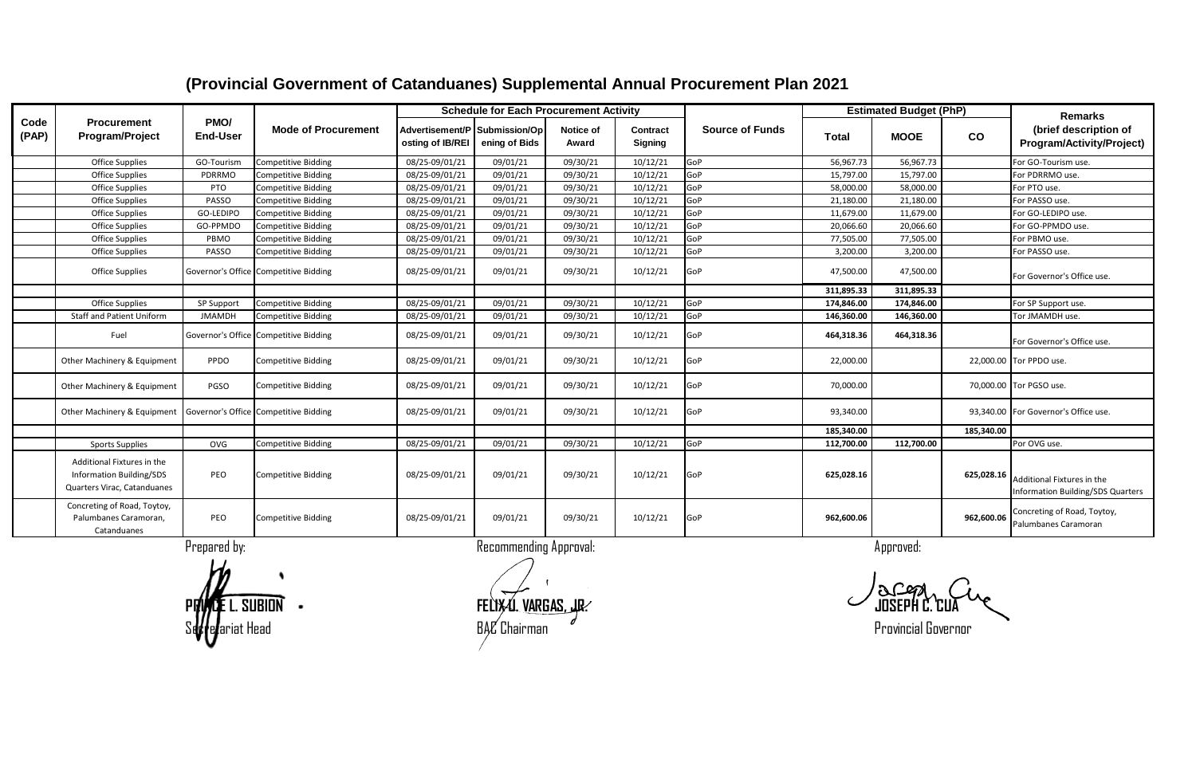# (Provincial Government of Catanduanes) Supplemental Annual Procurement Plan 2021

| Code (PAP) | Procurement Program/Project | PMO/ End-User | Mode of Procurement | Schedule for Each Procurement Activity | | | | Source of Funds | Estimated Budget (PhP) | | | Remarks (brief description of Program/Activity/Project) |
|---|---|---|---|---|---|---|---|---|---|---|---|---|
| | | | | Advertisement/Posting of IB/REI | Submission/Opening of Bids | Notice of Award | Contract Signing | | Total | MOOE | CO | |
| | Office Supplies | GO-Tourism | Competitive Bidding | 08/25-09/01/21 | 09/01/21 | 09/30/21 | 10/12/21 | GoP | 56,967.73 | 56,967.73 | | For GO-Tourism use. |
| | Office Supplies | PDRRMO | Competitive Bidding | 08/25-09/01/21 | 09/01/21 | 09/30/21 | 10/12/21 | GoP | 15,797.00 | 15,797.00 | | For PDRRMO use. |
| | Office Supplies | PTO | Competitive Bidding | 08/25-09/01/21 | 09/01/21 | 09/30/21 | 10/12/21 | GoP | 58,000.00 | 58,000.00 | | For PTO use. |
| | Office Supplies | PASSO | Competitive Bidding | 08/25-09/01/21 | 09/01/21 | 09/30/21 | 10/12/21 | GoP | 21,180.00 | 21,180.00 | | For PASSO use. |
| | Office Supplies | GO-LEDIPO | Competitive Bidding | 08/25-09/01/21 | 09/01/21 | 09/30/21 | 10/12/21 | GoP | 11,679.00 | 11,679.00 | | For GO-LEDIPO use. |
| | Office Supplies | GO-PPMDO | Competitive Bidding | 08/25-09/01/21 | 09/01/21 | 09/30/21 | 10/12/21 | GoP | 20,066.60 | 20,066.60 | | For GO-PPMDO use. |
| | Office Supplies | PBMO | Competitive Bidding | 08/25-09/01/21 | 09/01/21 | 09/30/21 | 10/12/21 | GoP | 77,505.00 | 77,505.00 | | For PBMO use. |
| | Office Supplies | PASSO | Competitive Bidding | 08/25-09/01/21 | 09/01/21 | 09/30/21 | 10/12/21 | GoP | 3,200.00 | 3,200.00 | | For PASSO use. |
| | Office Supplies | Governor's Office | Competitive Bidding | 08/25-09/01/21 | 09/01/21 | 09/30/21 | 10/12/21 | GoP | 47,500.00 | 47,500.00 | | For Governor's Office use. |
| | | | | | | | | | **311,895.33** | **311,895.33** | | |
| | Office Supplies | SP Support | Competitive Bidding | 08/25-09/01/21 | 09/01/21 | 09/30/21 | 10/12/21 | GoP | **174,846.00** | **174,846.00** | | For SP Support use. |
| | Staff and Patient Uniform | JMAMDH | Competitive Bidding | 08/25-09/01/21 | 09/01/21 | 09/30/21 | 10/12/21 | GoP | **146,360.00** | **146,360.00** | | Tor JMAMDH use. |
| | Fuel | Governor's Office | Competitive Bidding | 08/25-09/01/21 | 09/01/21 | 09/30/21 | 10/12/21 | GoP | **464,318.36** | **464,318.36** | | For Governor's Office use. |
| | Other Machinery & Equipment | PPDO | Competitive Bidding | 08/25-09/01/21 | 09/01/21 | 09/30/21 | 10/12/21 | GoP | 22,000.00 | | 22,000.00 | Tor PPDO use. |
| | Other Machinery & Equipment | PGSO | Competitive Bidding | 08/25-09/01/21 | 09/01/21 | 09/30/21 | 10/12/21 | GoP | 70,000.00 | | 70,000.00 | Tor PGSO use. |
| | Other Machinery & Equipment | Governor's Office | Competitive Bidding | 08/25-09/01/21 | 09/01/21 | 09/30/21 | 10/12/21 | GoP | 93,340.00 | | 93,340.00 | For Governor's Office use. |
| | | | | | | | | | **185,340.00** | | **185,340.00** | |
| | Sports Supplies | OVG | Competitive Bidding | 08/25-09/01/21 | 09/01/21 | 09/30/21 | 10/12/21 | GoP | **112,700.00** | **112,700.00** | | Por OVG use. |
| | Additional Fixtures in the Information Building/SDS Quarters Virac, Catanduanes | PEO | Competitive Bidding | 08/25-09/01/21 | 09/01/21 | 09/30/21 | 10/12/21 | GoP | **625,028.16** | | **625,028.16** | Additional Fixtures in the Information Building/SDS Quarters |
| | Concreting of Road, Toytoy, Palumbanes Caramoran, Catanduanes | PEO | Competitive Bidding | 08/25-09/01/21 | 09/01/21 | 09/30/21 | 10/12/21 | GoP | **962,600.06** | | **962,600.06** | Concreting of Road, Toytoy, Palumbanes Caramoran |

Prepared by:

**PRINCE L. SUBION**
Secretariat Head

Recommending Approval:

**FELIX U. VARGAS, JR.**
BAC Chairman

Approved:

**JOSEPH C. CUA**
Provincial Governor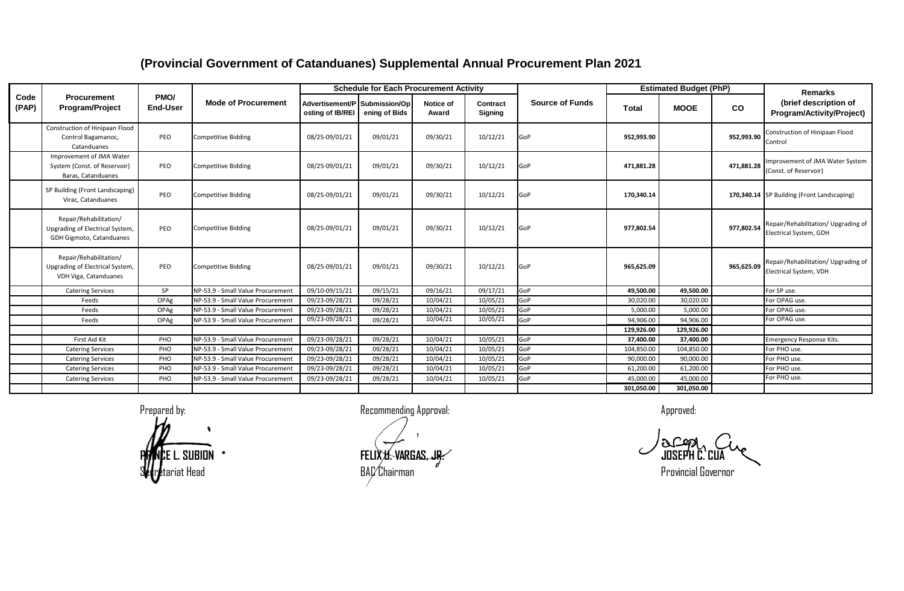# (Provincial Government of Catanduanes) Supplemental Annual Procurement Plan 2021

| Code (PAP) | Procurement Program/Project | PMO/ End-User | Mode of Procurement | Schedule for Each Procurement Activity | | | | Source of Funds | Estimated Budget (PhP) | | | Remarks (brief description of Program/Activity/Project) |
|---|---|---|---|---|---|---|---|---|---|---|---|---|
| | | | | Advertisement/Posting of IB/REI | Submission/Opening of Bids | Notice of Award | Contract Signing | | Total | MOOE | CO | |
| | Construction of Hinipaan Flood Control Bagamanoc, Catanduanes | PEO | Competitive Bidding | 08/25-09/01/21 | 09/01/21 | 09/30/21 | 10/12/21 | GoP | **952,993.90** | | **952,993.90** | Construction of Hinipaan Flood Control |
| | Improvement of JMA Water System (Const. of Reservoir) Baras, Catanduanes | PEO | Competitive Bidding | 08/25-09/01/21 | 09/01/21 | 09/30/21 | 10/12/21 | GoP | **471,881.28** | | **471,881.28** | Improvement of JMA Water System (Const. of Reservoir) |
| | SP Building (Front Landscaping) Virac, Catanduanes | PEO | Competitive Bidding | 08/25-09/01/21 | 09/01/21 | 09/30/21 | 10/12/21 | GoP | **170,340.14** | | **170,340.14** | SP Building (Front Landscaping) |
| | Repair/Rehabilitation/ Upgrading of Electrical System, GDH Gigmoto, Catanduanes | PEO | Competitive Bidding | 08/25-09/01/21 | 09/01/21 | 09/30/21 | 10/12/21 | GoP | **977,802.54** | | **977,802.54** | Repair/Rehabilitation/ Upgrading of Electrical System, GDH |
| | Repair/Rehabilitation/ Upgrading of Electrical System, VDH Viga, Catanduanes | PEO | Competitive Bidding | 08/25-09/01/21 | 09/01/21 | 09/30/21 | 10/12/21 | GoP | **965,625.09** | | **965,625.09** | Repair/Rehabilitation/ Upgrading of Electrical System, VDH |
| | Catering Services | SP | NP-53.9 - Small Value Procurement | 09/10-09/15/21 | 09/15/21 | 09/16/21 | 09/17/21 | GoP | **49,500.00** | **49,500.00** | | For SP use. |
| | Feeds | OPAg | NP-53.9 - Small Value Procurement | 09/23-09/28/21 | 09/28/21 | 10/04/21 | 10/05/21 | GoP | 30,020.00 | 30,020.00 | | For OPAG use. |
| | Feeds | OPAg | NP-53.9 - Small Value Procurement | 09/23-09/28/21 | 09/28/21 | 10/04/21 | 10/05/21 | GoP | 5,000.00 | 5,000.00 | | For OPAG use. |
| | Feeds | OPAg | NP-53.9 - Small Value Procurement | 09/23-09/28/21 | 09/28/21 | 10/04/21 | 10/05/21 | GoP | 94,906.00 | 94,906.00 | | For OPAG use. |
| | | | | | | | | | **129,926.00** | **129,926.00** | | |
| | First Aid Kit | PHO | NP-53.9 - Small Value Procurement | 09/23-09/28/21 | 09/28/21 | 10/04/21 | 10/05/21 | GoP | **37,400.00** | **37,400.00** | | Emergency Response Kits. |
| | Catering Services | PHO | NP-53.9 - Small Value Procurement | 09/23-09/28/21 | 09/28/21 | 10/04/21 | 10/05/21 | GoP | 104,850.00 | 104,850.00 | | For PHO use. |
| | Catering Services | PHO | NP-53.9 - Small Value Procurement | 09/23-09/28/21 | 09/28/21 | 10/04/21 | 10/05/21 | GoP | 90,000.00 | 90,000.00 | | For PHO use. |
| | Catering Services | PHO | NP-53.9 - Small Value Procurement | 09/23-09/28/21 | 09/28/21 | 10/04/21 | 10/05/21 | GoP | 61,200.00 | 61,200.00 | | For PHO use. |
| | Catering Services | PHO | NP-53.9 - Small Value Procurement | 09/23-09/28/21 | 09/28/21 | 10/04/21 | 10/05/21 | GoP | 45,000.00 | 45,000.00 | | For PHO use. |
| | | | | | | | | | **301,050.00** | **301,050.00** | | |

Prepared by:

**PRINCE L. SUBION**
Secretariat Head

Recommending Approval:

**FELIX U. VARGAS, JR.**
BAC Chairman

Approved:

**JOSEPH C. CUA**
Provincial Governor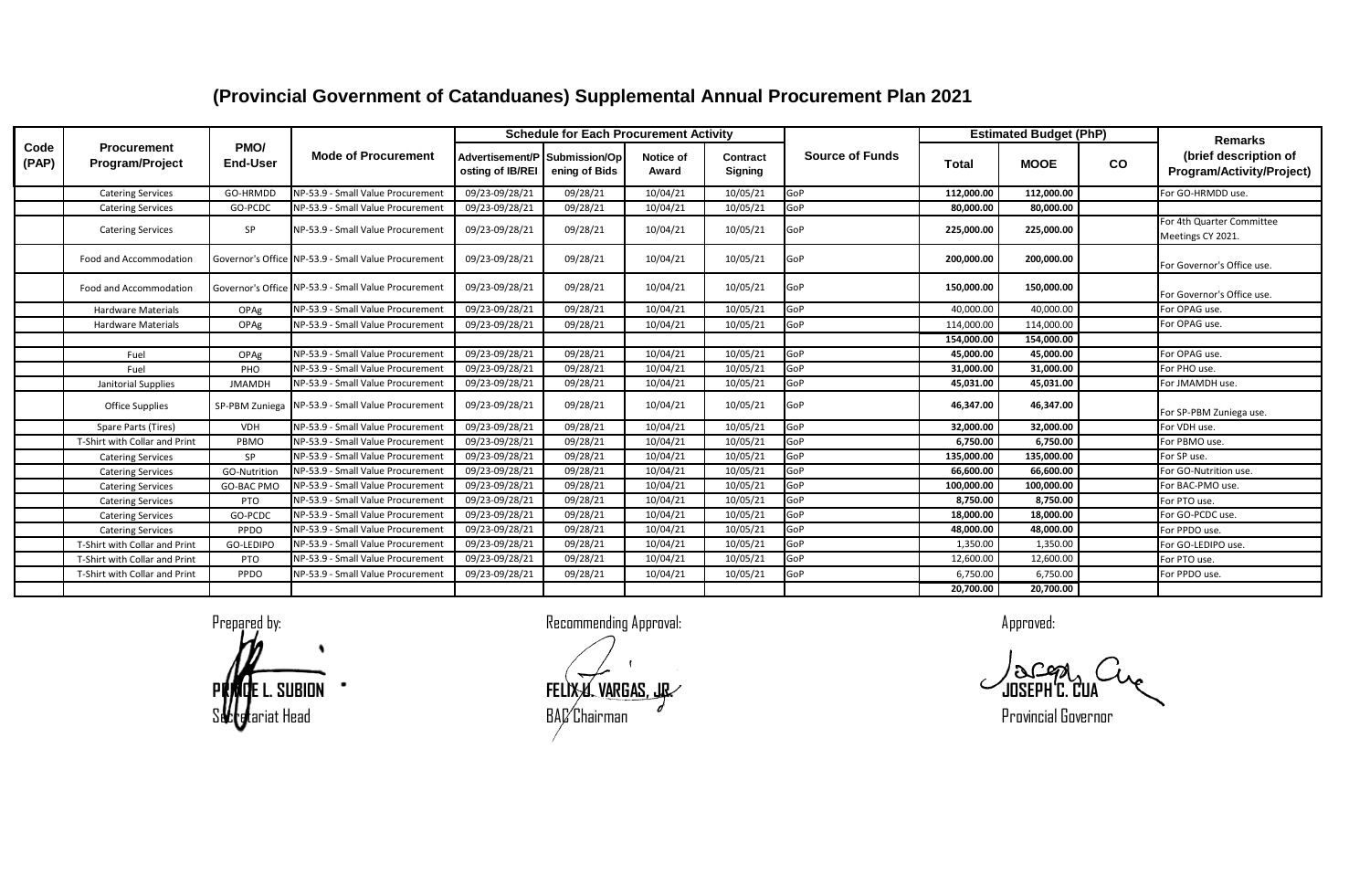# (Provincial Government of Catanduanes) Supplemental Annual Procurement Plan 2021

| Code (PAP) | Procurement Program/Project | PMO/ End-User | Mode of Procurement | Schedule for Each Procurement Activity | | | | Source of Funds | Estimated Budget (PhP) | | | Remarks (brief description of Program/Activity/Project) |
|---|---|---|---|---|---|---|---|---|---|---|---|---|
| | | | | Advertisement/Posting of IB/REI | Submission/Opening of Bids | Notice of Award | Contract Signing | | Total | MOOE | CO | |
| | Catering Services | GO-HRMDD | NP-53.9 - Small Value Procurement | 09/23-09/28/21 | 09/28/21 | 10/04/21 | 10/05/21 | GoP | **112,000.00** | **112,000.00** | | For GO-HRMDD use. |
| | Catering Services | GO-PCDC | NP-53.9 - Small Value Procurement | 09/23-09/28/21 | 09/28/21 | 10/04/21 | 10/05/21 | GoP | **80,000.00** | **80,000.00** | | |
| | Catering Services | SP | NP-53.9 - Small Value Procurement | 09/23-09/28/21 | 09/28/21 | 10/04/21 | 10/05/21 | GoP | **225,000.00** | **225,000.00** | | For 4th Quarter Committee Meetings CY 2021. |
| | Food and Accommodation | Governor's Office | NP-53.9 - Small Value Procurement | 09/23-09/28/21 | 09/28/21 | 10/04/21 | 10/05/21 | GoP | **200,000.00** | **200,000.00** | | For Governor's Office use. |
| | Food and Accommodation | Governor's Office | NP-53.9 - Small Value Procurement | 09/23-09/28/21 | 09/28/21 | 10/04/21 | 10/05/21 | GoP | **150,000.00** | **150,000.00** | | For Governor's Office use. |
| | Hardware Materials | OPAg | NP-53.9 - Small Value Procurement | 09/23-09/28/21 | 09/28/21 | 10/04/21 | 10/05/21 | GoP | 40,000.00 | 40,000.00 | | For OPAG use. |
| | Hardware Materials | OPAg | NP-53.9 - Small Value Procurement | 09/23-09/28/21 | 09/28/21 | 10/04/21 | 10/05/21 | GoP | 114,000.00 | 114,000.00 | | For OPAG use. |
| | | | | | | | | | **154,000.00** | **154,000.00** | | |
| | Fuel | OPAg | NP-53.9 - Small Value Procurement | 09/23-09/28/21 | 09/28/21 | 10/04/21 | 10/05/21 | GoP | **45,000.00** | **45,000.00** | | For OPAG use. |
| | Fuel | PHO | NP-53.9 - Small Value Procurement | 09/23-09/28/21 | 09/28/21 | 10/04/21 | 10/05/21 | GoP | **31,000.00** | **31,000.00** | | For PHO use. |
| | Janitorial Supplies | JMAMDH | NP-53.9 - Small Value Procurement | 09/23-09/28/21 | 09/28/21 | 10/04/21 | 10/05/21 | GoP | **45,031.00** | **45,031.00** | | For JMAMDH use. |
| | Office Supplies | SP-PBM Zuniega | NP-53.9 - Small Value Procurement | 09/23-09/28/21 | 09/28/21 | 10/04/21 | 10/05/21 | GoP | **46,347.00** | **46,347.00** | | For SP-PBM Zuniega use. |
| | Spare Parts (Tires) | VDH | NP-53.9 - Small Value Procurement | 09/23-09/28/21 | 09/28/21 | 10/04/21 | 10/05/21 | GoP | **32,000.00** | **32,000.00** | | For VDH use. |
| | T-Shirt with Collar and Print | PBMO | NP-53.9 - Small Value Procurement | 09/23-09/28/21 | 09/28/21 | 10/04/21 | 10/05/21 | GoP | **6,750.00** | **6,750.00** | | For PBMO use. |
| | Catering Services | SP | NP-53.9 - Small Value Procurement | 09/23-09/28/21 | 09/28/21 | 10/04/21 | 10/05/21 | GoP | **135,000.00** | **135,000.00** | | For SP use. |
| | Catering Services | GO-Nutrition | NP-53.9 - Small Value Procurement | 09/23-09/28/21 | 09/28/21 | 10/04/21 | 10/05/21 | GoP | **66,600.00** | **66,600.00** | | For GO-Nutrition use. |
| | Catering Services | GO-BAC PMO | NP-53.9 - Small Value Procurement | 09/23-09/28/21 | 09/28/21 | 10/04/21 | 10/05/21 | GoP | **100,000.00** | **100,000.00** | | For BAC-PMO use. |
| | Catering Services | PTO | NP-53.9 - Small Value Procurement | 09/23-09/28/21 | 09/28/21 | 10/04/21 | 10/05/21 | GoP | **8,750.00** | **8,750.00** | | For PTO use. |
| | Catering Services | GO-PCDC | NP-53.9 - Small Value Procurement | 09/23-09/28/21 | 09/28/21 | 10/04/21 | 10/05/21 | GoP | **18,000.00** | **18,000.00** | | For GO-PCDC use. |
| | Catering Services | PPDO | NP-53.9 - Small Value Procurement | 09/23-09/28/21 | 09/28/21 | 10/04/21 | 10/05/21 | GoP | **48,000.00** | **48,000.00** | | For PPDO use. |
| | T-Shirt with Collar and Print | GO-LEDIPO | NP-53.9 - Small Value Procurement | 09/23-09/28/21 | 09/28/21 | 10/04/21 | 10/05/21 | GoP | 1,350.00 | 1,350.00 | | For GO-LEDIPO use. |
| | T-Shirt with Collar and Print | PTO | NP-53.9 - Small Value Procurement | 09/23-09/28/21 | 09/28/21 | 10/04/21 | 10/05/21 | GoP | 12,600.00 | 12,600.00 | | For PTO use. |
| | T-Shirt with Collar and Print | PPDO | NP-53.9 - Small Value Procurement | 09/23-09/28/21 | 09/28/21 | 10/04/21 | 10/05/21 | GoP | 6,750.00 | 6,750.00 | | For PPDO use. |
| | | | | | | | | | **20,700.00** | **20,700.00** | | |

Prepared by:

**PRINCE L. SUBION**
Secretariat Head

Recommending Approval:

**FELIX U. VARGAS, JR.**
BAC Chairman

Approved:

**JOSEPH C. CUA**
Provincial Governor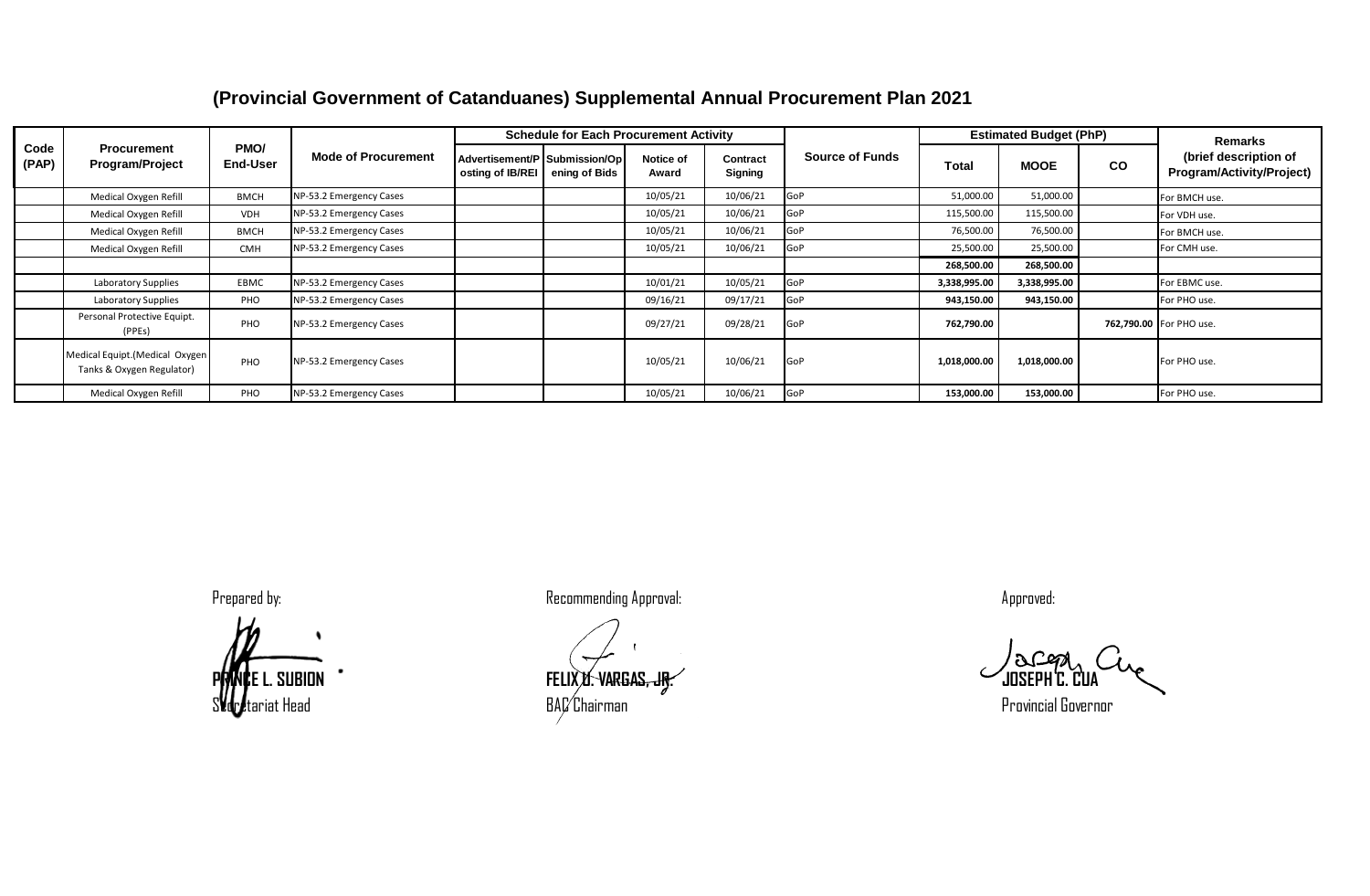# (Provincial Government of Catanduanes) Supplemental Annual Procurement Plan 2021

| Code (PAP) | Procurement Program/Project | PMO/ End-User | Mode of Procurement | Schedule for Each Procurement Activity | | | | Source of Funds | Estimated Budget (PhP) | | | Remarks (brief description of Program/Activity/Project) |
|---|---|---|---|---|---|---|---|---|---|---|---|---|
| | | | | Advertisement/Posting of IB/REI | Submission/Opening of Bids | Notice of Award | Contract Signing | | Total | MOOE | CO | |
| | Medical Oxygen Refill | BMCH | NP-53.2 Emergency Cases | | | 10/05/21 | 10/06/21 | GoP | 51,000.00 | 51,000.00 | | For BMCH use. |
| | Medical Oxygen Refill | VDH | NP-53.2 Emergency Cases | | | 10/05/21 | 10/06/21 | GoP | 115,500.00 | 115,500.00 | | For VDH use. |
| | Medical Oxygen Refill | BMCH | NP-53.2 Emergency Cases | | | 10/05/21 | 10/06/21 | GoP | 76,500.00 | 76,500.00 | | For BMCH use. |
| | Medical Oxygen Refill | CMH | NP-53.2 Emergency Cases | | | 10/05/21 | 10/06/21 | GoP | 25,500.00 | 25,500.00 | | For CMH use. |
| | | | | | | | | | **268,500.00** | **268,500.00** | | |
| | Laboratory Supplies | EBMC | NP-53.2 Emergency Cases | | | 10/01/21 | 10/05/21 | GoP | **3,338,995.00** | **3,338,995.00** | | For EBMC use. |
| | Laboratory Supplies | PHO | NP-53.2 Emergency Cases | | | 09/16/21 | 09/17/21 | GoP | **943,150.00** | **943,150.00** | | For PHO use. |
| | Personal Protective Equipt. (PPEs) | PHO | NP-53.2 Emergency Cases | | | 09/27/21 | 09/28/21 | GoP | **762,790.00** | | **762,790.00** | For PHO use. |
| | Medical Equipt.(Medical Oxygen Tanks & Oxygen Regulator) | PHO | NP-53.2 Emergency Cases | | | 10/05/21 | 10/06/21 | GoP | **1,018,000.00** | **1,018,000.00** | | For PHO use. |
| | Medical Oxygen Refill | PHO | NP-53.2 Emergency Cases | | | 10/05/21 | 10/06/21 | GoP | **153,000.00** | **153,000.00** | | For PHO use. |

Prepared by:

**PRINCE L. SUBION**
Secretariat Head

Recommending Approval:

**FELIX U. VARGAS, JR.**
BAC Chairman

Approved:

**JOSEPH C. CUA**
Provincial Governor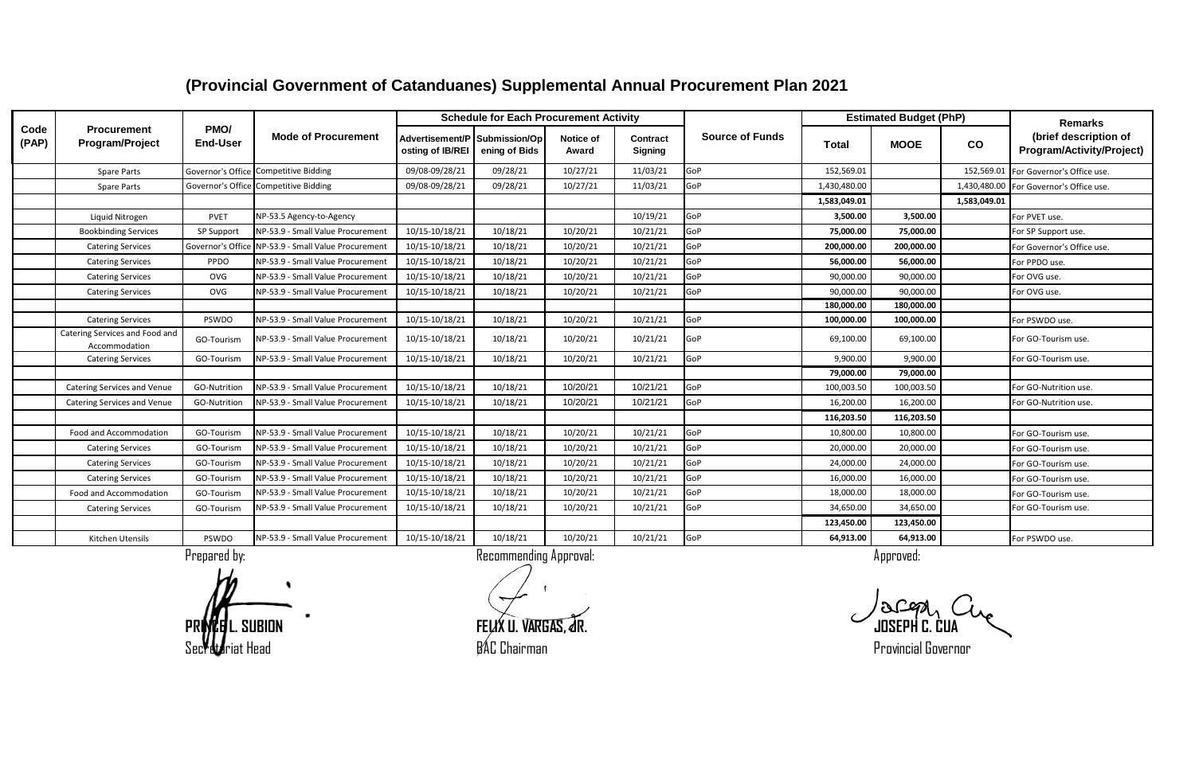# (Provincial Government of Catanduanes) Supplemental Annual Procurement Plan 2021

| Code (PAP) | Procurement Program/Project | PMO/ End-User | Mode of Procurement | Schedule for Each Procurement Activity | | | | Source of Funds | Estimated Budget (PhP) | | | Remarks (brief description of Program/Activity/Project) |
|---|---|---|---|---|---|---|---|---|---|---|---|---|
| | | | | Advertisement/Posting of IB/REI | Submission/Opening of Bids | Notice of Award | Contract Signing | | Total | MOOE | CO | |
| | Spare Parts | Governor's Office | Competitive Bidding | 09/08-09/28/21 | 09/28/21 | 10/27/21 | 11/03/21 | GoP | 152,569.01 | | 152,569.01 | For Governor's Office use. |
| | Spare Parts | Governor's Office | Competitive Bidding | 09/08-09/28/21 | 09/28/21 | 10/27/21 | 11/03/21 | GoP | 1,430,480.00 | | 1,430,480.00 | For Governor's Office use. |
| | | | | | | | | | **1,583,049.01** | | **1,583,049.01** | |
| | Liquid Nitrogen | PVET | NP-53.5 Agency-to-Agency | | | | 10/19/21 | GoP | **3,500.00** | **3,500.00** | | For PVET use. |
| | Bookbinding Services | SP Support | NP-53.9 - Small Value Procurement | 10/15-10/18/21 | 10/18/21 | 10/20/21 | 10/21/21 | GoP | **75,000.00** | **75,000.00** | | For SP Support use. |
| | Catering Services | Governor's Office | NP-53.9 - Small Value Procurement | 10/15-10/18/21 | 10/18/21 | 10/20/21 | 10/21/21 | GoP | **200,000.00** | **200,000.00** | | For Governor's Office use. |
| | Catering Services | PPDO | NP-53.9 - Small Value Procurement | 10/15-10/18/21 | 10/18/21 | 10/20/21 | 10/21/21 | GoP | **56,000.00** | **56,000.00** | | For PPDO use. |
| | Catering Services | OVG | NP-53.9 - Small Value Procurement | 10/15-10/18/21 | 10/18/21 | 10/20/21 | 10/21/21 | GoP | 90,000.00 | 90,000.00 | | For OVG use. |
| | Catering Services | OVG | NP-53.9 - Small Value Procurement | 10/15-10/18/21 | 10/18/21 | 10/20/21 | 10/21/21 | GoP | 90,000.00 | 90,000.00 | | For OVG use. |
| | | | | | | | | | **180,000.00** | **180,000.00** | | |
| | Catering Services | PSWDO | NP-53.9 - Small Value Procurement | 10/15-10/18/21 | 10/18/21 | 10/20/21 | 10/21/21 | GoP | **100,000.00** | **100,000.00** | | For PSWDO use. |
| | Catering Services and Food and Accommodation | GO-Tourism | NP-53.9 - Small Value Procurement | 10/15-10/18/21 | 10/18/21 | 10/20/21 | 10/21/21 | GoP | 69,100.00 | 69,100.00 | | For GO-Tourism use. |
| | Catering Services | GO-Tourism | NP-53.9 - Small Value Procurement | 10/15-10/18/21 | 10/18/21 | 10/20/21 | 10/21/21 | GoP | 9,900.00 | 9,900.00 | | For GO-Tourism use. |
| | | | | | | | | | **79,000.00** | **79,000.00** | | |
| | Catering Services and Venue | GO-Nutrition | NP-53.9 - Small Value Procurement | 10/15-10/18/21 | 10/18/21 | 10/20/21 | 10/21/21 | GoP | 100,003.50 | 100,003.50 | | For GO-Nutrition use. |
| | Catering Services and Venue | GO-Nutrition | NP-53.9 - Small Value Procurement | 10/15-10/18/21 | 10/18/21 | 10/20/21 | 10/21/21 | GoP | 16,200.00 | 16,200.00 | | For GO-Nutrition use. |
| | | | | | | | | | **116,203.50** | **116,203.50** | | |
| | Food and Accommodation | GO-Tourism | NP-53.9 - Small Value Procurement | 10/15-10/18/21 | 10/18/21 | 10/20/21 | 10/21/21 | GoP | 10,800.00 | 10,800.00 | | For GO-Tourism use. |
| | Catering Services | GO-Tourism | NP-53.9 - Small Value Procurement | 10/15-10/18/21 | 10/18/21 | 10/20/21 | 10/21/21 | GoP | 20,000.00 | 20,000.00 | | For GO-Tourism use. |
| | Catering Services | GO-Tourism | NP-53.9 - Small Value Procurement | 10/15-10/18/21 | 10/18/21 | 10/20/21 | 10/21/21 | GoP | 24,000.00 | 24,000.00 | | For GO-Tourism use. |
| | Catering Services | GO-Tourism | NP-53.9 - Small Value Procurement | 10/15-10/18/21 | 10/18/21 | 10/20/21 | 10/21/21 | GoP | 16,000.00 | 16,000.00 | | For GO-Tourism use. |
| | Food and Accommodation | GO-Tourism | NP-53.9 - Small Value Procurement | 10/15-10/18/21 | 10/18/21 | 10/20/21 | 10/21/21 | GoP | 18,000.00 | 18,000.00 | | For GO-Tourism use. |
| | Catering Services | GO-Tourism | NP-53.9 - Small Value Procurement | 10/15-10/18/21 | 10/18/21 | 10/20/21 | 10/21/21 | GoP | 34,650.00 | 34,650.00 | | For GO-Tourism use. |
| | | | | | | | | | **123,450.00** | **123,450.00** | | |
| | Kitchen Utensils | PSWDO | NP-53.9 - Small Value Procurement | 10/15-10/18/21 | 10/18/21 | 10/20/21 | 10/21/21 | GoP | **64,913.00** | **64,913.00** | | For PSWDO use. |

Prepared by:

**PRINCE L. SUBION**
Secretariat Head

Recommending Approval:

**FELIX U. VARGAS, JR.**
BAC Chairman

Approved:

**JOSEPH C. CUA**
Provincial Governor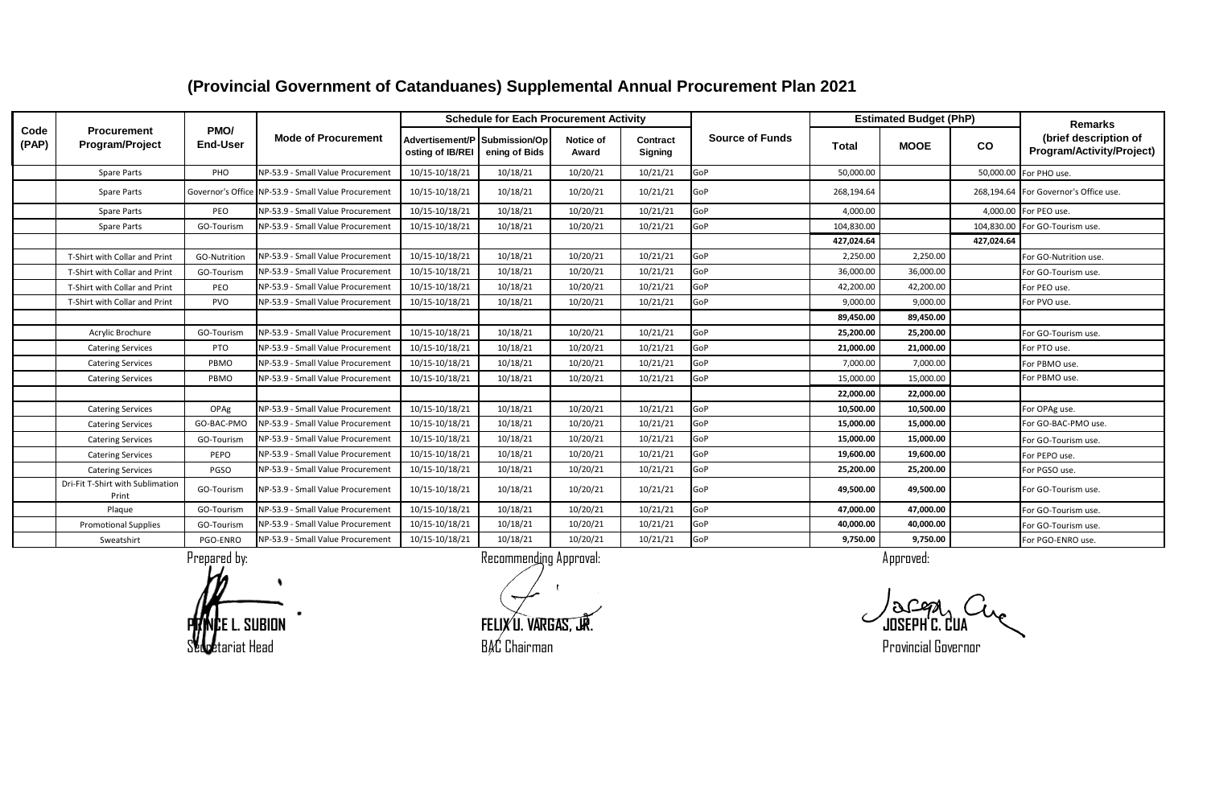# (Provincial Government of Catanduanes) Supplemental Annual Procurement Plan 2021

| Code (PAP) | Procurement Program/Project | PMO/ End-User | Mode of Procurement | Schedule for Each Procurement Activity | | | | Source of Funds | Estimated Budget (PhP) | | | Remarks (brief description of Program/Activity/Project) |
|---|---|---|---|---|---|---|---|---|---|---|---|---|
| | | | | Advertisement/Posting of IB/REI | Submission/Opening of Bids | Notice of Award | Contract Signing | | Total | MOOE | CO | |
| | Spare Parts | PHO | NP-53.9 - Small Value Procurement | 10/15-10/18/21 | 10/18/21 | 10/20/21 | 10/21/21 | GoP | 50,000.00 | | 50,000.00 | For PHO use. |
| | Spare Parts | Governor's Office | NP-53.9 - Small Value Procurement | 10/15-10/18/21 | 10/18/21 | 10/20/21 | 10/21/21 | GoP | 268,194.64 | | 268,194.64 | For Governor's Office use. |
| | Spare Parts | PEO | NP-53.9 - Small Value Procurement | 10/15-10/18/21 | 10/18/21 | 10/20/21 | 10/21/21 | GoP | 4,000.00 | | 4,000.00 | For PEO use. |
| | Spare Parts | GO-Tourism | NP-53.9 - Small Value Procurement | 10/15-10/18/21 | 10/18/21 | 10/20/21 | 10/21/21 | GoP | 104,830.00 | | 104,830.00 | For GO-Tourism use. |
| | | | | | | | | | **427,024.64** | | **427,024.64** | |
| | T-Shirt with Collar and Print | GO-Nutrition | NP-53.9 - Small Value Procurement | 10/15-10/18/21 | 10/18/21 | 10/20/21 | 10/21/21 | GoP | 2,250.00 | 2,250.00 | | For GO-Nutrition use. |
| | T-Shirt with Collar and Print | GO-Tourism | NP-53.9 - Small Value Procurement | 10/15-10/18/21 | 10/18/21 | 10/20/21 | 10/21/21 | GoP | 36,000.00 | 36,000.00 | | For GO-Tourism use. |
| | T-Shirt with Collar and Print | PEO | NP-53.9 - Small Value Procurement | 10/15-10/18/21 | 10/18/21 | 10/20/21 | 10/21/21 | GoP | 42,200.00 | 42,200.00 | | For PEO use. |
| | T-Shirt with Collar and Print | PVO | NP-53.9 - Small Value Procurement | 10/15-10/18/21 | 10/18/21 | 10/20/21 | 10/21/21 | GoP | 9,000.00 | 9,000.00 | | For PVO use. |
| | | | | | | | | | **89,450.00** | **89,450.00** | | |
| | Acrylic Brochure | GO-Tourism | NP-53.9 - Small Value Procurement | 10/15-10/18/21 | 10/18/21 | 10/20/21 | 10/21/21 | GoP | **25,200.00** | **25,200.00** | | For GO-Tourism use. |
| | Catering Services | PTO | NP-53.9 - Small Value Procurement | 10/15-10/18/21 | 10/18/21 | 10/20/21 | 10/21/21 | GoP | **21,000.00** | **21,000.00** | | For PTO use. |
| | Catering Services | PBMO | NP-53.9 - Small Value Procurement | 10/15-10/18/21 | 10/18/21 | 10/20/21 | 10/21/21 | GoP | 7,000.00 | 7,000.00 | | For PBMO use. |
| | Catering Services | PBMO | NP-53.9 - Small Value Procurement | 10/15-10/18/21 | 10/18/21 | 10/20/21 | 10/21/21 | GoP | 15,000.00 | 15,000.00 | | For PBMO use. |
| | | | | | | | | | **22,000.00** | **22,000.00** | | |
| | Catering Services | OPAg | NP-53.9 - Small Value Procurement | 10/15-10/18/21 | 10/18/21 | 10/20/21 | 10/21/21 | GoP | **10,500.00** | **10,500.00** | | For OPAg use. |
| | Catering Services | GO-BAC-PMO | NP-53.9 - Small Value Procurement | 10/15-10/18/21 | 10/18/21 | 10/20/21 | 10/21/21 | GoP | **15,000.00** | **15,000.00** | | For GO-BAC-PMO use. |
| | Catering Services | GO-Tourism | NP-53.9 - Small Value Procurement | 10/15-10/18/21 | 10/18/21 | 10/20/21 | 10/21/21 | GoP | **15,000.00** | **15,000.00** | | For GO-Tourism use. |
| | Catering Services | PEPO | NP-53.9 - Small Value Procurement | 10/15-10/18/21 | 10/18/21 | 10/20/21 | 10/21/21 | GoP | **19,600.00** | **19,600.00** | | For PEPO use. |
| | Catering Services | PGSO | NP-53.9 - Small Value Procurement | 10/15-10/18/21 | 10/18/21 | 10/20/21 | 10/21/21 | GoP | **25,200.00** | **25,200.00** | | For PGSO use. |
| | Dri-Fit T-Shirt with Sublimation Print | GO-Tourism | NP-53.9 - Small Value Procurement | 10/15-10/18/21 | 10/18/21 | 10/20/21 | 10/21/21 | GoP | **49,500.00** | **49,500.00** | | For GO-Tourism use. |
| | Plaque | GO-Tourism | NP-53.9 - Small Value Procurement | 10/15-10/18/21 | 10/18/21 | 10/20/21 | 10/21/21 | GoP | **47,000.00** | **47,000.00** | | For GO-Tourism use. |
| | Promotional Supplies | GO-Tourism | NP-53.9 - Small Value Procurement | 10/15-10/18/21 | 10/18/21 | 10/20/21 | 10/21/21 | GoP | **40,000.00** | **40,000.00** | | For GO-Tourism use. |
| | Sweatshirt | PGO-ENRO | NP-53.9 - Small Value Procurement | 10/15-10/18/21 | 10/18/21 | 10/20/21 | 10/21/21 | GoP | **9,750.00** | **9,750.00** | | For PGO-ENRO use. |

Prepared by:

**PRINCE L. SUBION**
Secretariat Head

Recommending Approval:

**FELIX U. VARGAS, JR.**
BAC Chairman

Approved:

**JOSEPH C. CUA**
Provincial Governor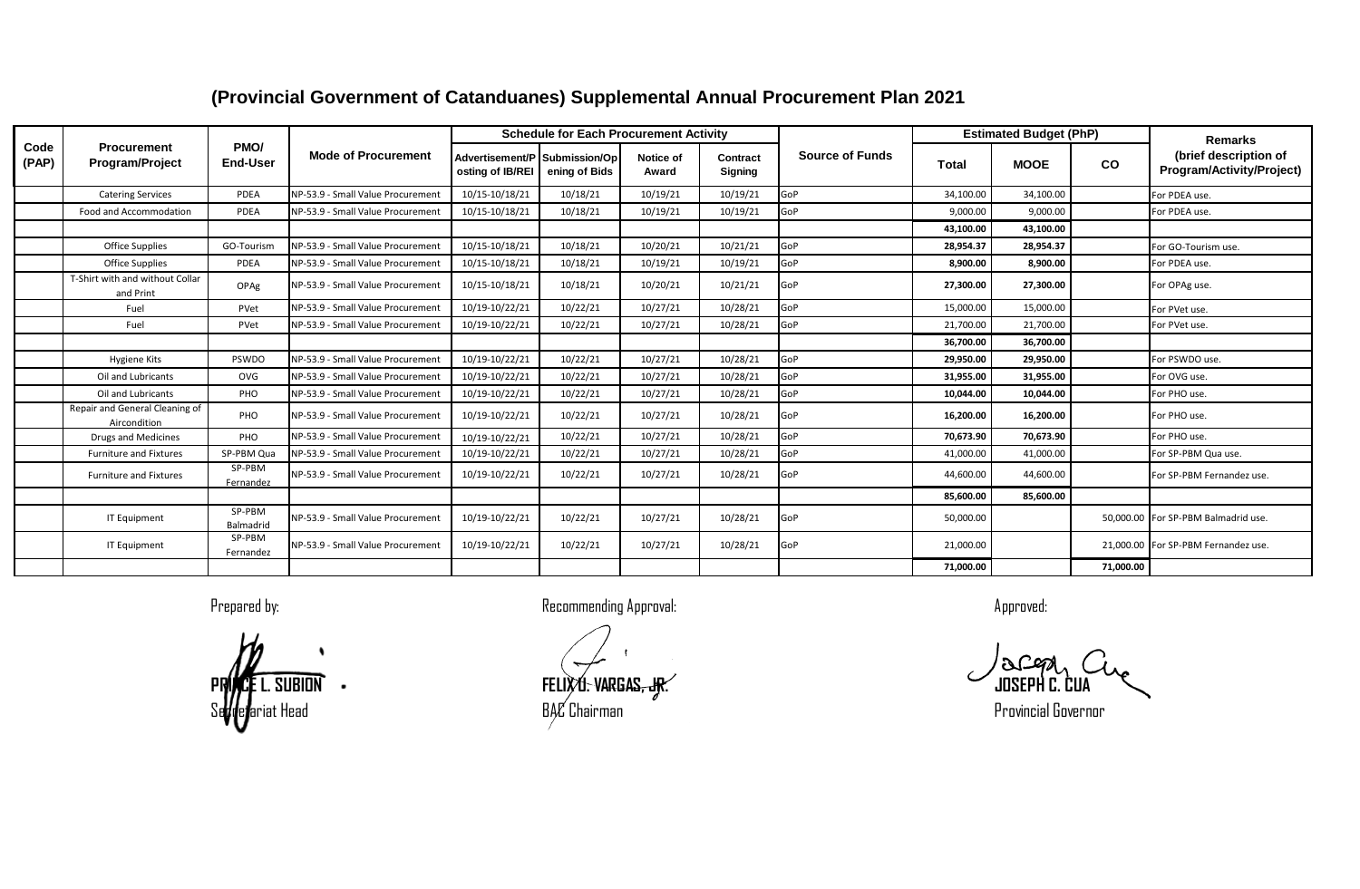# (Provincial Government of Catanduanes) Supplemental Annual Procurement Plan 2021

| Code (PAP) | Procurement Program/Project | PMO/ End-User | Mode of Procurement | Schedule for Each Procurement Activity | | | | Source of Funds | Estimated Budget (PhP) | | | Remarks (brief description of Program/Activity/Project) |
|---|---|---|---|---|---|---|---|---|---|---|---|---|
| | | | | Advertisement/Posting of IB/REI | Submission/Opening of Bids | Notice of Award | Contract Signing | | Total | MOOE | CO | |
| | Catering Services | PDEA | NP-53.9 - Small Value Procurement | 10/15-10/18/21 | 10/18/21 | 10/19/21 | 10/19/21 | GoP | 34,100.00 | 34,100.00 | | For PDEA use. |
| | Food and Accommodation | PDEA | NP-53.9 - Small Value Procurement | 10/15-10/18/21 | 10/18/21 | 10/19/21 | 10/19/21 | GoP | 9,000.00 | 9,000.00 | | For PDEA use. |
| | | | | | | | | | **43,100.00** | **43,100.00** | | |
| | Office Supplies | GO-Tourism | NP-53.9 - Small Value Procurement | 10/15-10/18/21 | 10/18/21 | 10/20/21 | 10/21/21 | GoP | **28,954.37** | **28,954.37** | | For GO-Tourism use. |
| | Office Supplies | PDEA | NP-53.9 - Small Value Procurement | 10/15-10/18/21 | 10/18/21 | 10/19/21 | 10/19/21 | GoP | **8,900.00** | **8,900.00** | | For PDEA use. |
| | T-Shirt with and without Collar and Print | OPAg | NP-53.9 - Small Value Procurement | 10/15-10/18/21 | 10/18/21 | 10/20/21 | 10/21/21 | GoP | **27,300.00** | **27,300.00** | | For OPAg use. |
| | Fuel | PVet | NP-53.9 - Small Value Procurement | 10/19-10/22/21 | 10/22/21 | 10/27/21 | 10/28/21 | GoP | 15,000.00 | 15,000.00 | | For PVet use. |
| | Fuel | PVet | NP-53.9 - Small Value Procurement | 10/19-10/22/21 | 10/22/21 | 10/27/21 | 10/28/21 | GoP | 21,700.00 | 21,700.00 | | For PVet use. |
| | | | | | | | | | **36,700.00** | **36,700.00** | | |
| | Hygiene Kits | PSWDO | NP-53.9 - Small Value Procurement | 10/19-10/22/21 | 10/22/21 | 10/27/21 | 10/28/21 | GoP | **29,950.00** | **29,950.00** | | For PSWDO use. |
| | Oil and Lubricants | OVG | NP-53.9 - Small Value Procurement | 10/19-10/22/21 | 10/22/21 | 10/27/21 | 10/28/21 | GoP | **31,955.00** | **31,955.00** | | For OVG use. |
| | Oil and Lubricants | PHO | NP-53.9 - Small Value Procurement | 10/19-10/22/21 | 10/22/21 | 10/27/21 | 10/28/21 | GoP | **10,044.00** | **10,044.00** | | For PHO use. |
| | Repair and General Cleaning of Aircondition | PHO | NP-53.9 - Small Value Procurement | 10/19-10/22/21 | 10/22/21 | 10/27/21 | 10/28/21 | GoP | **16,200.00** | **16,200.00** | | For PHO use. |
| | Drugs and Medicines | PHO | NP-53.9 - Small Value Procurement | 10/19-10/22/21 | 10/22/21 | 10/27/21 | 10/28/21 | GoP | **70,673.90** | **70,673.90** | | For PHO use. |
| | Furniture and Fixtures | SP-PBM Qua | NP-53.9 - Small Value Procurement | 10/19-10/22/21 | 10/22/21 | 10/27/21 | 10/28/21 | GoP | 41,000.00 | 41,000.00 | | For SP-PBM Qua use. |
| | Furniture and Fixtures | SP-PBM Fernandez | NP-53.9 - Small Value Procurement | 10/19-10/22/21 | 10/22/21 | 10/27/21 | 10/28/21 | GoP | 44,600.00 | 44,600.00 | | For SP-PBM Fernandez use. |
| | | | | | | | | | **85,600.00** | **85,600.00** | | |
| | IT Equipment | SP-PBM Balmadrid | NP-53.9 - Small Value Procurement | 10/19-10/22/21 | 10/22/21 | 10/27/21 | 10/28/21 | GoP | 50,000.00 | | 50,000.00 | For SP-PBM Balmadrid use. |
| | IT Equipment | SP-PBM Fernandez | NP-53.9 - Small Value Procurement | 10/19-10/22/21 | 10/22/21 | 10/27/21 | 10/28/21 | GoP | 21,000.00 | | 21,000.00 | For SP-PBM Fernandez use. |
| | | | | | | | | | **71,000.00** | | **71,000.00** | |

Prepared by:

**PRINCE L. SUBION**
Secretariat Head

Recommending Approval:

**FELIX U. VARGAS, JR.**
BAC Chairman

Approved:

**JOSEPH C. CUA**
Provincial Governor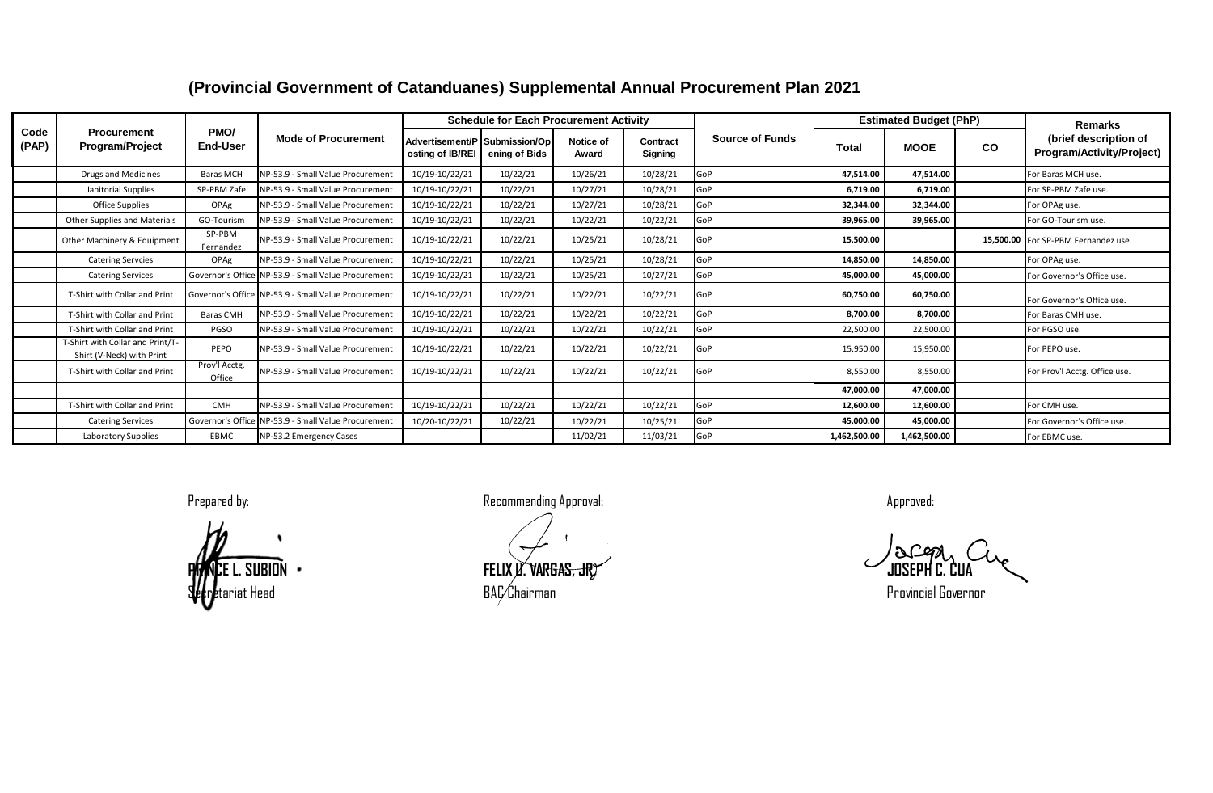# (Provincial Government of Catanduanes) Supplemental Annual Procurement Plan 2021

| Code (PAP) | Procurement Program/Project | PMO/ End-User | Mode of Procurement | Schedule for Each Procurement Activity | | | | Source of Funds | Estimated Budget (PhP) | | | Remarks (brief description of Program/Activity/Project) |
|---|---|---|---|---|---|---|---|---|---|---|---|---|
| | | | | Advertisement/Posting of IB/REI | Submission/Opening of Bids | Notice of Award | Contract Signing | | Total | MOOE | CO | |
| | Drugs and Medicines | Baras MCH | NP-53.9 - Small Value Procurement | 10/19-10/22/21 | 10/22/21 | 10/26/21 | 10/28/21 | GoP | **47,514.00** | **47,514.00** | | For Baras MCH use. |
| | Janitorial Supplies | SP-PBM Zafe | NP-53.9 - Small Value Procurement | 10/19-10/22/21 | 10/22/21 | 10/27/21 | 10/28/21 | GoP | **6,719.00** | **6,719.00** | | For SP-PBM Zafe use. |
| | Office Supplies | OPAg | NP-53.9 - Small Value Procurement | 10/19-10/22/21 | 10/22/21 | 10/27/21 | 10/28/21 | GoP | **32,344.00** | **32,344.00** | | For OPAg use. |
| | Other Supplies and Materials | GO-Tourism | NP-53.9 - Small Value Procurement | 10/19-10/22/21 | 10/22/21 | 10/22/21 | 10/22/21 | GoP | **39,965.00** | **39,965.00** | | For GO-Tourism use. |
| | Other Machinery & Equipment | SP-PBM Fernandez | NP-53.9 - Small Value Procurement | 10/19-10/22/21 | 10/22/21 | 10/25/21 | 10/28/21 | GoP | **15,500.00** | | **15,500.00** | For SP-PBM Fernandez use. |
| | Catering Servcies | OPAg | NP-53.9 - Small Value Procurement | 10/19-10/22/21 | 10/22/21 | 10/25/21 | 10/28/21 | GoP | **14,850.00** | **14,850.00** | | For OPAg use. |
| | Catering Services | Governor's Office | NP-53.9 - Small Value Procurement | 10/19-10/22/21 | 10/22/21 | 10/25/21 | 10/27/21 | GoP | **45,000.00** | **45,000.00** | | For Governor's Office use. |
| | T-Shirt with Collar and Print | Governor's Office | NP-53.9 - Small Value Procurement | 10/19-10/22/21 | 10/22/21 | 10/22/21 | 10/22/21 | GoP | **60,750.00** | **60,750.00** | | For Governor's Office use. |
| | T-Shirt with Collar and Print | Baras CMH | NP-53.9 - Small Value Procurement | 10/19-10/22/21 | 10/22/21 | 10/22/21 | 10/22/21 | GoP | **8,700.00** | **8,700.00** | | For Baras CMH use. |
| | T-Shirt with Collar and Print | PGSO | NP-53.9 - Small Value Procurement | 10/19-10/22/21 | 10/22/21 | 10/22/21 | 10/22/21 | GoP | 22,500.00 | 22,500.00 | | For PGSO use. |
| | T-Shirt with Collar and Print/T-Shirt (V-Neck) with Print | PEPO | NP-53.9 - Small Value Procurement | 10/19-10/22/21 | 10/22/21 | 10/22/21 | 10/22/21 | GoP | 15,950.00 | 15,950.00 | | For PEPO use. |
| | T-Shirt with Collar and Print | Prov'l Acctg. Office | NP-53.9 - Small Value Procurement | 10/19-10/22/21 | 10/22/21 | 10/22/21 | 10/22/21 | GoP | 8,550.00 | 8,550.00 | | For Prov'l Acctg. Office use. |
| | | | | | | | | | **47,000.00** | **47,000.00** | | |
| | T-Shirt with Collar and Print | CMH | NP-53.9 - Small Value Procurement | 10/19-10/22/21 | 10/22/21 | 10/22/21 | 10/22/21 | GoP | **12,600.00** | **12,600.00** | | For CMH use. |
| | Catering Services | Governor's Office | NP-53.9 - Small Value Procurement | 10/20-10/22/21 | 10/22/21 | 10/22/21 | 10/25/21 | GoP | **45,000.00** | **45,000.00** | | For Governor's Office use. |
| | Laboratory Supplies | EBMC | NP-53.2 Emergency Cases | | | 11/02/21 | 11/03/21 | GoP | **1,462,500.00** | **1,462,500.00** | | For EBMC use. |

Prepared by:

**PRINCE L. SUBION**
Secretariat Head

Recommending Approval:

**FELIX U. VARGAS, JR.**
BAC Chairman

Approved:

**JOSEPH C. CUA**
Provincial Governor